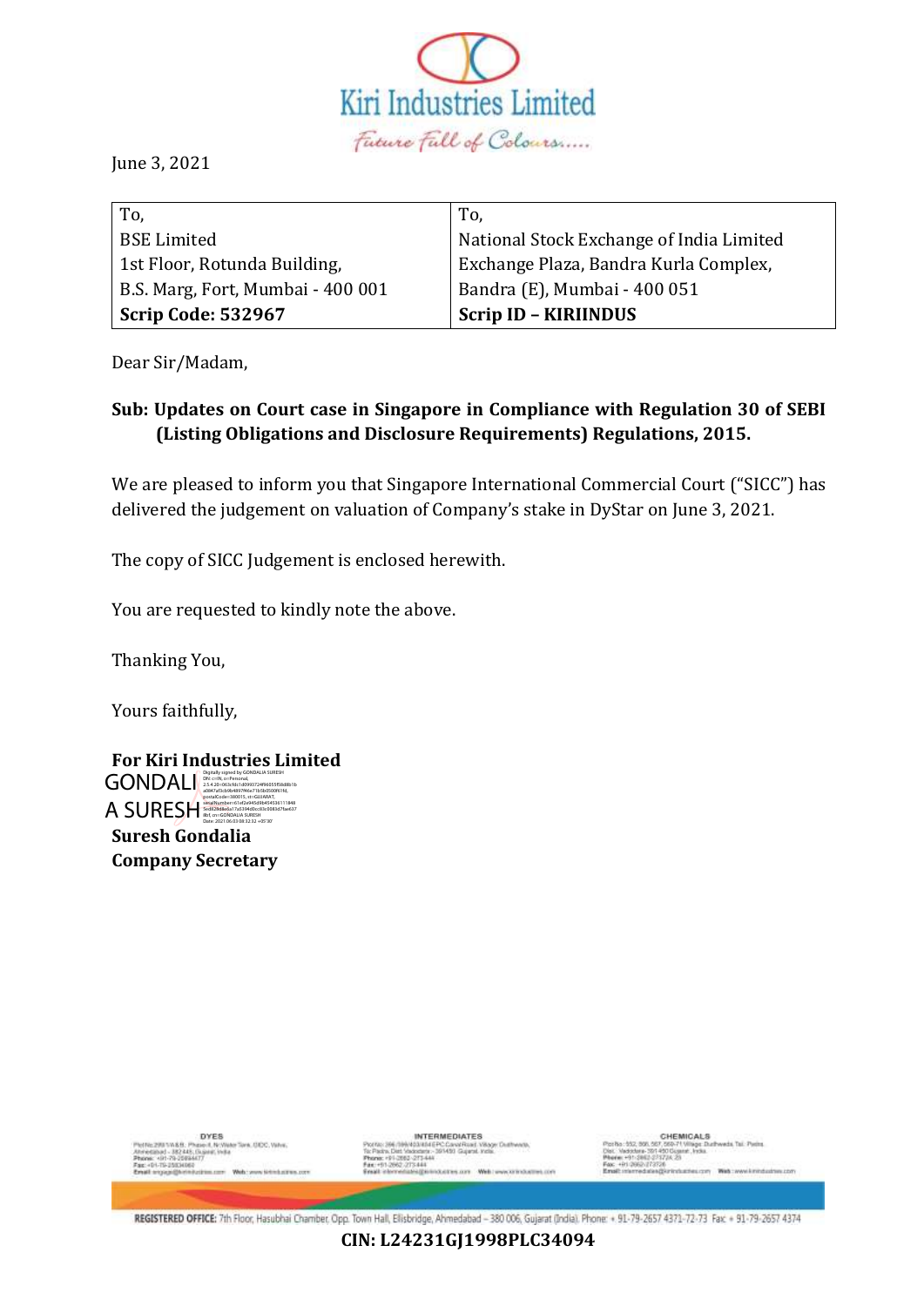**Kiri Industries Limited**

*Future Full of Colours.....*

June 3, 2021

| To, | To, |
|---|---|
| BSE Limited | National Stock Exchange of India Limited |
| 1st Floor, Rotunda Building, | Exchange Plaza, Bandra Kurla Complex, |
| B.S. Marg, Fort, Mumbai - 400 001 | Bandra (E), Mumbai - 400 051 |
| **Scrip Code: 532967** | **Scrip ID – KIRIINDUS** |

Dear Sir/Madam,

**Sub: Updates on Court case in Singapore in Compliance with Regulation 30 of SEBI (Listing Obligations and Disclosure Requirements) Regulations, 2015.**

We are pleased to inform you that Singapore International Commercial Court ("SICC") has delivered the judgement on valuation of Company's stake in DyStar on June 3, 2021.

The copy of SICC Judgement is enclosed herewith.

You are requested to kindly note the above.

Thanking You,

Yours faithfully,

**For Kiri Industries Limited**

GONDALIA SURESH

**Suresh Gondalia**
**Company Secretary**

REGISTERED OFFICE: 7th Floor, Hasubhai Chamber, Opp. Town Hall, Ellisbridge, Ahmedabad – 380 006, Gujarat (India). Phone: + 91-79-2657 4371-72-73 Fax: + 91-79-2657 4374

**CIN: L24231GJ1998PLC34094**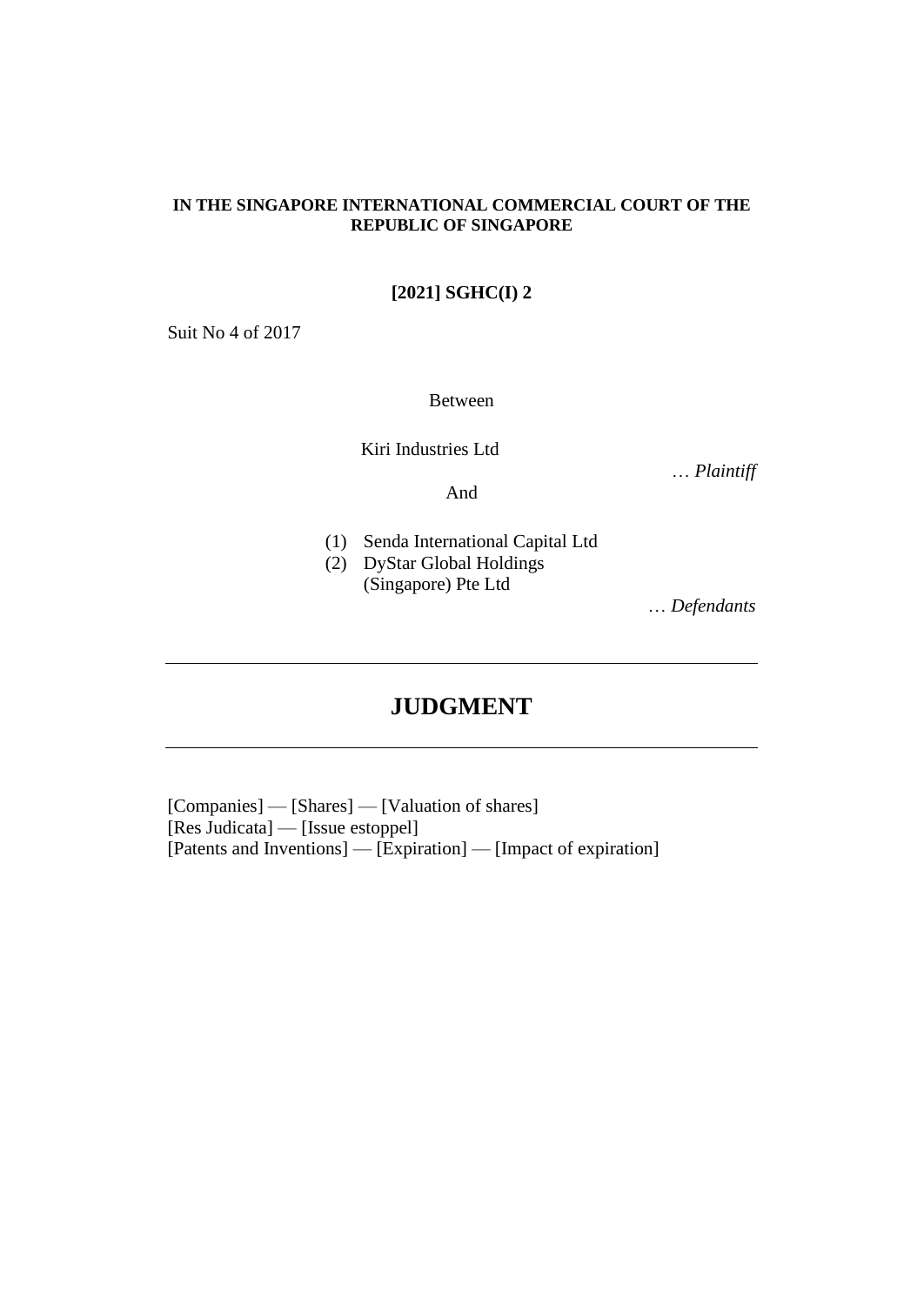**IN THE SINGAPORE INTERNATIONAL COMMERCIAL COURT OF THE REPUBLIC OF SINGAPORE**

**[2021] SGHC(I) 2**

Suit No 4 of 2017

Between

Kiri Industries Ltd

… *Plaintiff*

And

(1) Senda International Capital Ltd
(2) DyStar Global Holdings (Singapore) Pte Ltd

… *Defendants*

---

# JUDGMENT

---

[Companies] — [Shares] — [Valuation of shares]
[Res Judicata] — [Issue estoppel]
[Patents and Inventions] — [Expiration] — [Impact of expiration]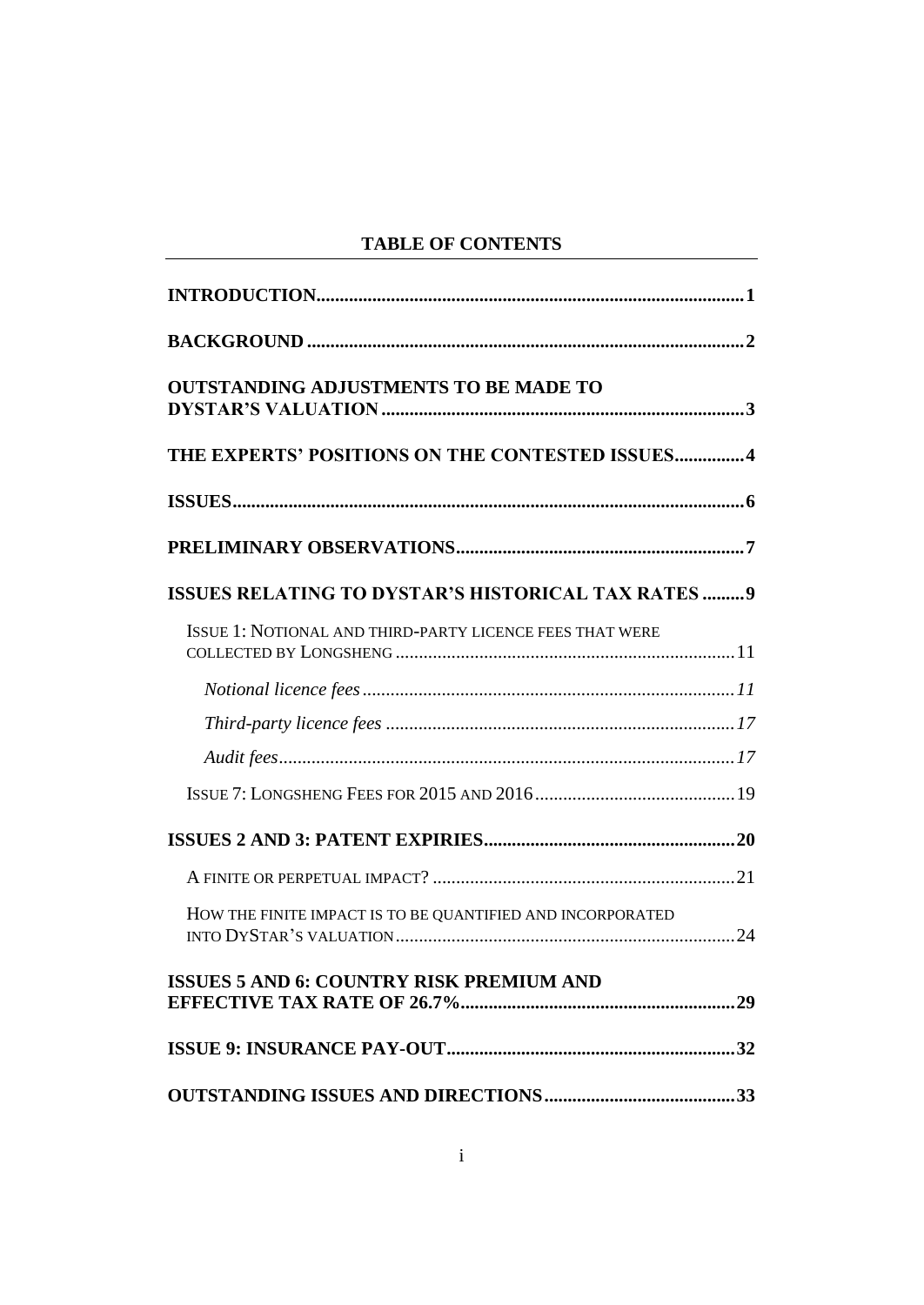# TABLE OF CONTENTS

**INTRODUCTION** ........ 1

**BACKGROUND** ........ 2

**OUTSTANDING ADJUSTMENTS TO BE MADE TO DYSTAR'S VALUATION** ........ 3

**THE EXPERTS' POSITIONS ON THE CONTESTED ISSUES** ........ 4

**ISSUES** ........ 6

**PRELIMINARY OBSERVATIONS** ........ 7

**ISSUES RELATING TO DYSTAR'S HISTORICAL TAX RATES** ........ 9

- ISSUE 1: NOTIONAL AND THIRD-PARTY LICENCE FEES THAT WERE COLLECTED BY LONGSHENG ........ 11
  - *Notional licence fees* ........ *11*
  - *Third-party licence fees* ........ *17*
  - *Audit fees* ........ *17*
- ISSUE 7: LONGSHENG FEES FOR 2015 AND 2016 ........ 19

**ISSUES 2 AND 3: PATENT EXPIRIES** ........ 20

- A FINITE OR PERPETUAL IMPACT? ........ 21
- HOW THE FINITE IMPACT IS TO BE QUANTIFIED AND INCORPORATED INTO DYSTAR'S VALUATION ........ 24

**ISSUES 5 AND 6: COUNTRY RISK PREMIUM AND EFFECTIVE TAX RATE OF 26.7%** ........ 29

**ISSUE 9: INSURANCE PAY-OUT** ........ 32

**OUTSTANDING ISSUES AND DIRECTIONS** ........ 33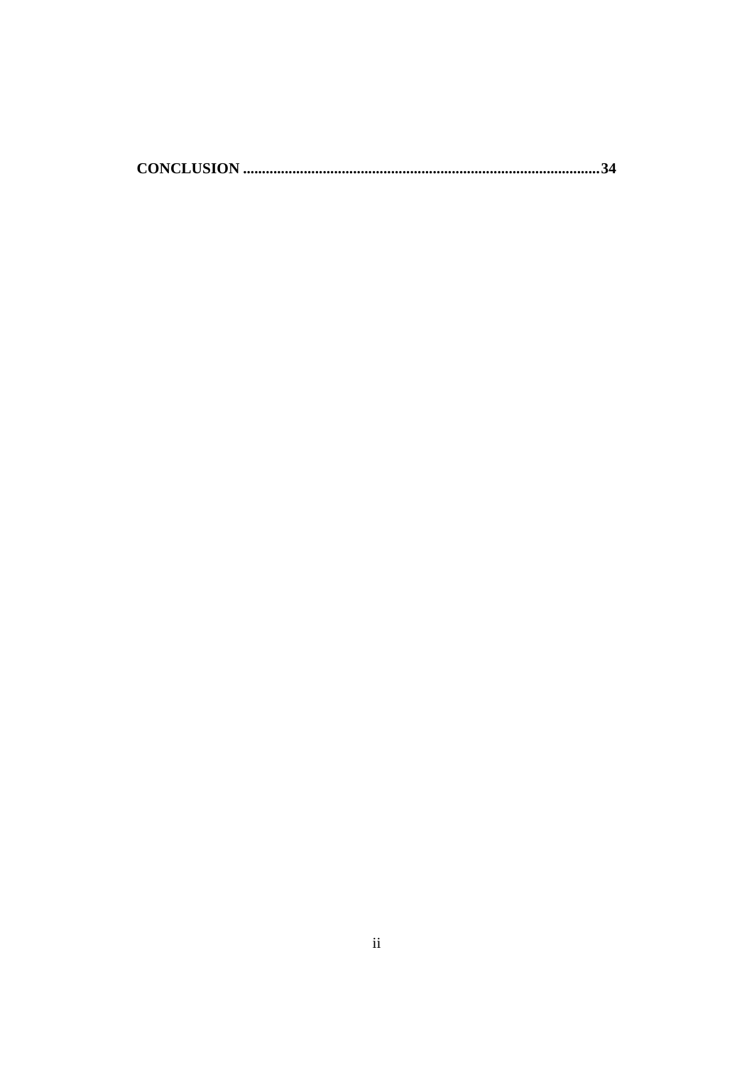**CONCLUSION ............................................................................................ 34**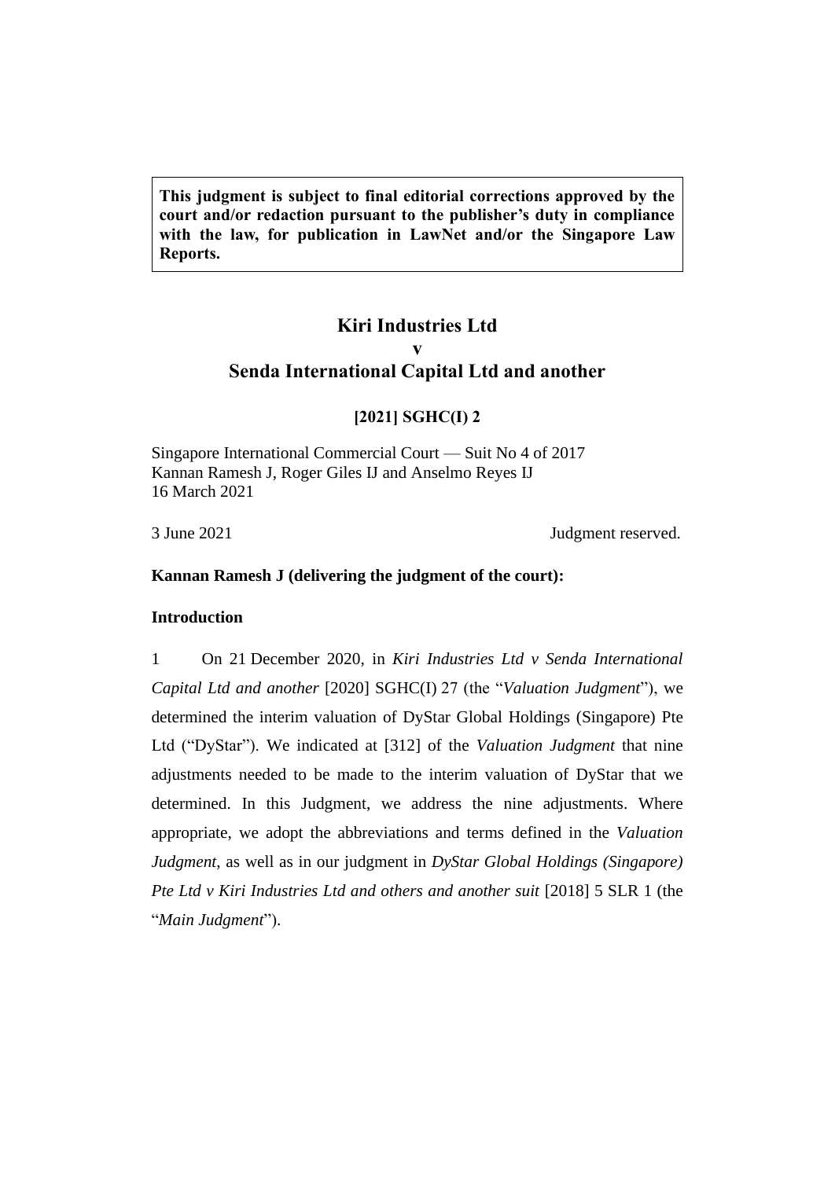**This judgment is subject to final editorial corrections approved by the court and/or redaction pursuant to the publisher's duty in compliance with the law, for publication in LawNet and/or the Singapore Law Reports.**

# Kiri Industries Ltd
# v
# Senda International Capital Ltd and another

## [2021] SGHC(I) 2

Singapore International Commercial Court — Suit No 4 of 2017
Kannan Ramesh J, Roger Giles IJ and Anselmo Reyes IJ
16 March 2021

3 June 2021 Judgment reserved.

**Kannan Ramesh J (delivering the judgment of the court):**

### Introduction

1 On 21 December 2020, in *Kiri Industries Ltd v Senda International Capital Ltd and another* [2020] SGHC(I) 27 (the "*Valuation Judgment*"), we determined the interim valuation of DyStar Global Holdings (Singapore) Pte Ltd ("DyStar"). We indicated at [312] of the *Valuation Judgment* that nine adjustments needed to be made to the interim valuation of DyStar that we determined. In this Judgment, we address the nine adjustments. Where appropriate, we adopt the abbreviations and terms defined in the *Valuation Judgment*, as well as in our judgment in *DyStar Global Holdings (Singapore) Pte Ltd v Kiri Industries Ltd and others and another suit* [2018] 5 SLR 1 (the "*Main Judgment*").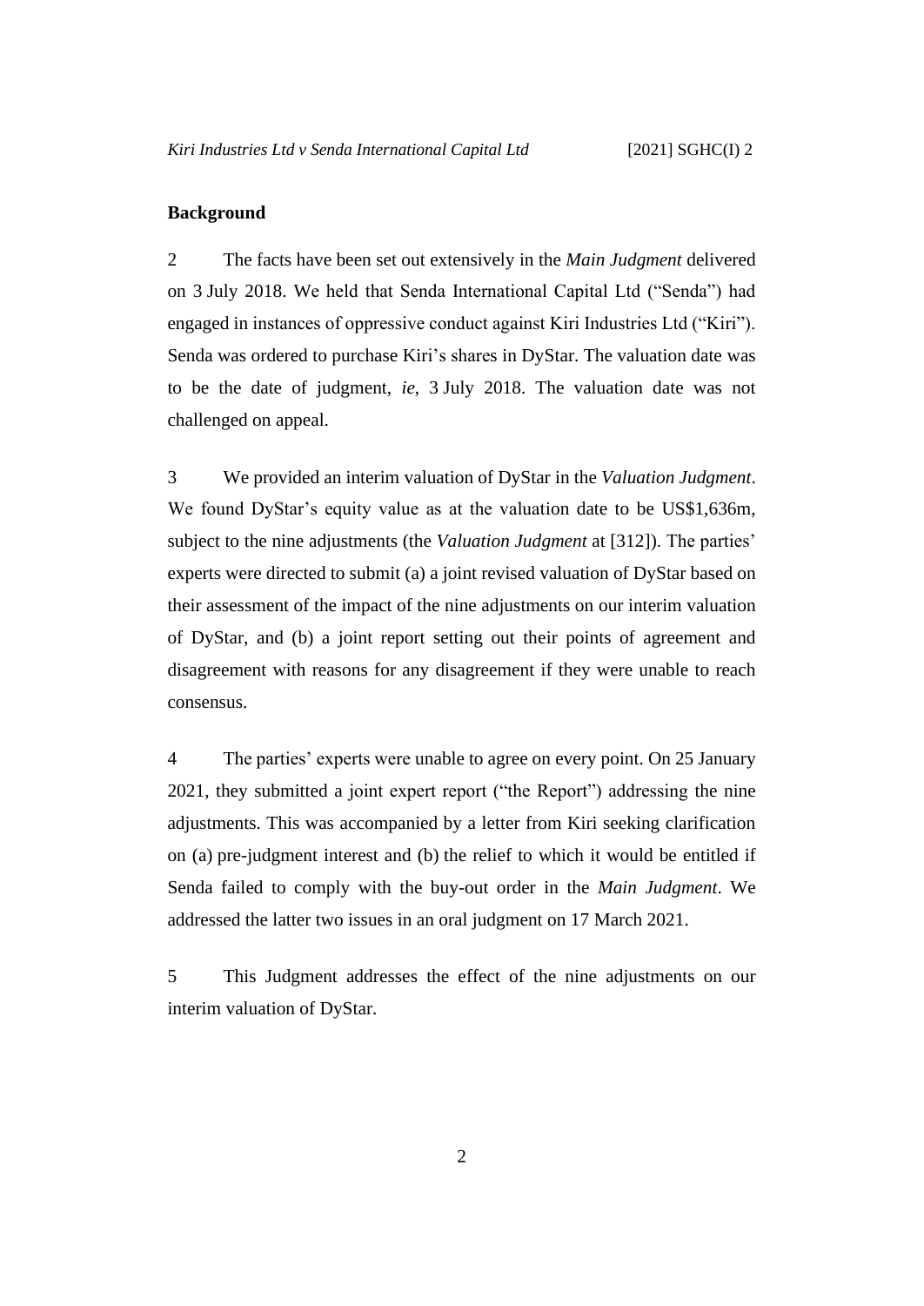**Background**

2 The facts have been set out extensively in the *Main Judgment* delivered on 3 July 2018. We held that Senda International Capital Ltd ("Senda") had engaged in instances of oppressive conduct against Kiri Industries Ltd ("Kiri"). Senda was ordered to purchase Kiri's shares in DyStar. The valuation date was to be the date of judgment, *ie*, 3 July 2018. The valuation date was not challenged on appeal.

3 We provided an interim valuation of DyStar in the *Valuation Judgment*. We found DyStar's equity value as at the valuation date to be US$1,636m, subject to the nine adjustments (the *Valuation Judgment* at [312]). The parties' experts were directed to submit (a) a joint revised valuation of DyStar based on their assessment of the impact of the nine adjustments on our interim valuation of DyStar, and (b) a joint report setting out their points of agreement and disagreement with reasons for any disagreement if they were unable to reach consensus.

4 The parties' experts were unable to agree on every point. On 25 January 2021, they submitted a joint expert report ("the Report") addressing the nine adjustments. This was accompanied by a letter from Kiri seeking clarification on (a) pre-judgment interest and (b) the relief to which it would be entitled if Senda failed to comply with the buy-out order in the *Main Judgment*. We addressed the latter two issues in an oral judgment on 17 March 2021.

5 This Judgment addresses the effect of the nine adjustments on our interim valuation of DyStar.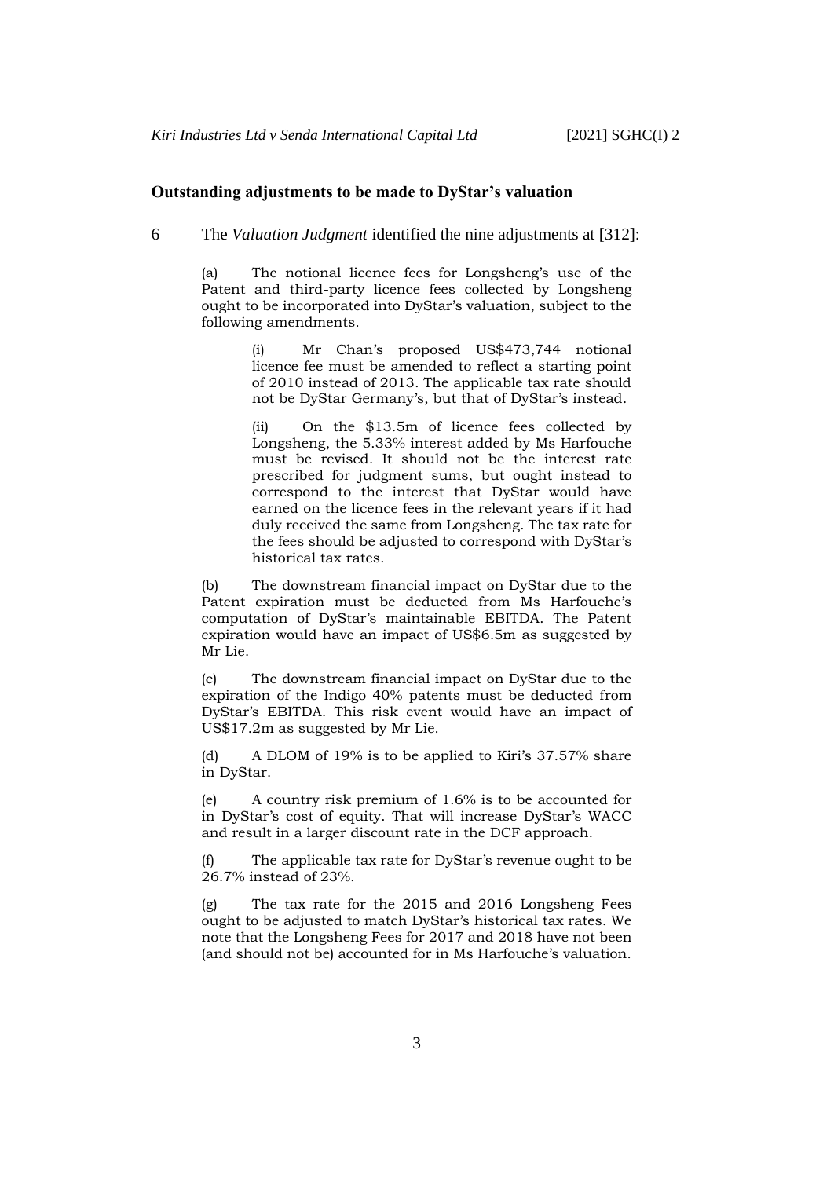## Outstanding adjustments to be made to DyStar's valuation

6 The *Valuation Judgment* identified the nine adjustments at [312]:

> (a) The notional licence fees for Longsheng's use of the Patent and third-party licence fees collected by Longsheng ought to be incorporated into DyStar's valuation, subject to the following amendments.
>
> > (i) Mr Chan's proposed US$473,744 notional licence fee must be amended to reflect a starting point of 2010 instead of 2013. The applicable tax rate should not be DyStar Germany's, but that of DyStar's instead.
> >
> > (ii) On the $13.5m of licence fees collected by Longsheng, the 5.33% interest added by Ms Harfouche must be revised. It should not be the interest rate prescribed for judgment sums, but ought instead to correspond to the interest that DyStar would have earned on the licence fees in the relevant years if it had duly received the same from Longsheng. The tax rate for the fees should be adjusted to correspond with DyStar's historical tax rates.
>
> (b) The downstream financial impact on DyStar due to the Patent expiration must be deducted from Ms Harfouche's computation of DyStar's maintainable EBITDA. The Patent expiration would have an impact of US$6.5m as suggested by Mr Lie.
>
> (c) The downstream financial impact on DyStar due to the expiration of the Indigo 40% patents must be deducted from DyStar's EBITDA. This risk event would have an impact of US$17.2m as suggested by Mr Lie.
>
> (d) A DLOM of 19% is to be applied to Kiri's 37.57% share in DyStar.
>
> (e) A country risk premium of 1.6% is to be accounted for in DyStar's cost of equity. That will increase DyStar's WACC and result in a larger discount rate in the DCF approach.
>
> (f) The applicable tax rate for DyStar's revenue ought to be 26.7% instead of 23%.
>
> (g) The tax rate for the 2015 and 2016 Longsheng Fees ought to be adjusted to match DyStar's historical tax rates. We note that the Longsheng Fees for 2017 and 2018 have not been (and should not be) accounted for in Ms Harfouche's valuation.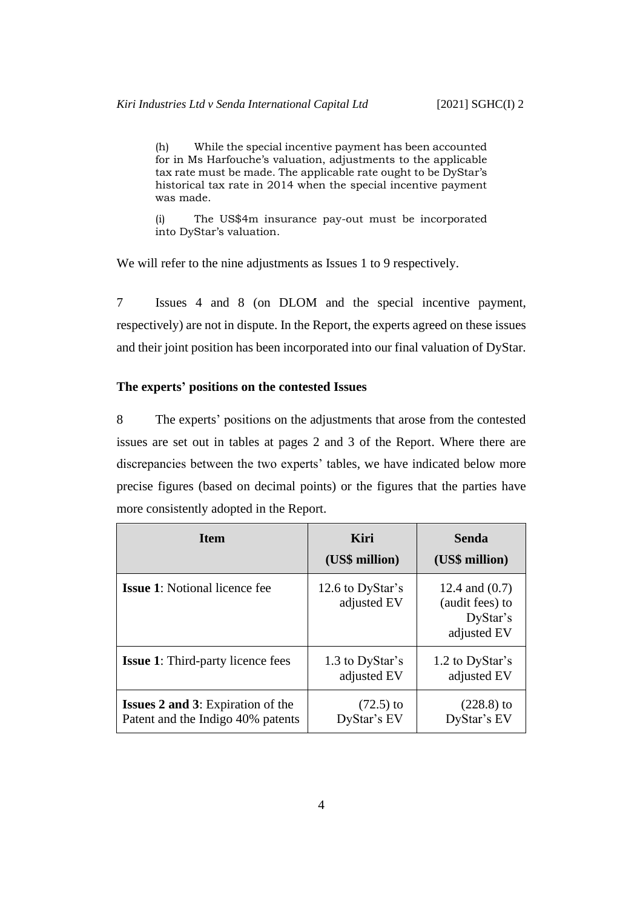(h) While the special incentive payment has been accounted for in Ms Harfouche's valuation, adjustments to the applicable tax rate must be made. The applicable rate ought to be DyStar's historical tax rate in 2014 when the special incentive payment was made.

(i) The US$4m insurance pay-out must be incorporated into DyStar's valuation.

We will refer to the nine adjustments as Issues 1 to 9 respectively.

7 Issues 4 and 8 (on DLOM and the special incentive payment, respectively) are not in dispute. In the Report, the experts agreed on these issues and their joint position has been incorporated into our final valuation of DyStar.

### The experts' positions on the contested Issues

8 The experts' positions on the adjustments that arose from the contested issues are set out in tables at pages 2 and 3 of the Report. Where there are discrepancies between the two experts' tables, we have indicated below more precise figures (based on decimal points) or the figures that the parties have more consistently adopted in the Report.

| Item | Kiri (US$ million) | Senda (US$ million) |
| --- | --- | --- |
| **Issue 1**: Notional licence fee | 12.6 to DyStar's adjusted EV | 12.4 and (0.7) (audit fees) to DyStar's adjusted EV |
| **Issue 1**: Third-party licence fees | 1.3 to DyStar's adjusted EV | 1.2 to DyStar's adjusted EV |
| **Issues 2 and 3**: Expiration of the Patent and the Indigo 40% patents | (72.5) to DyStar's EV | (228.8) to DyStar's EV |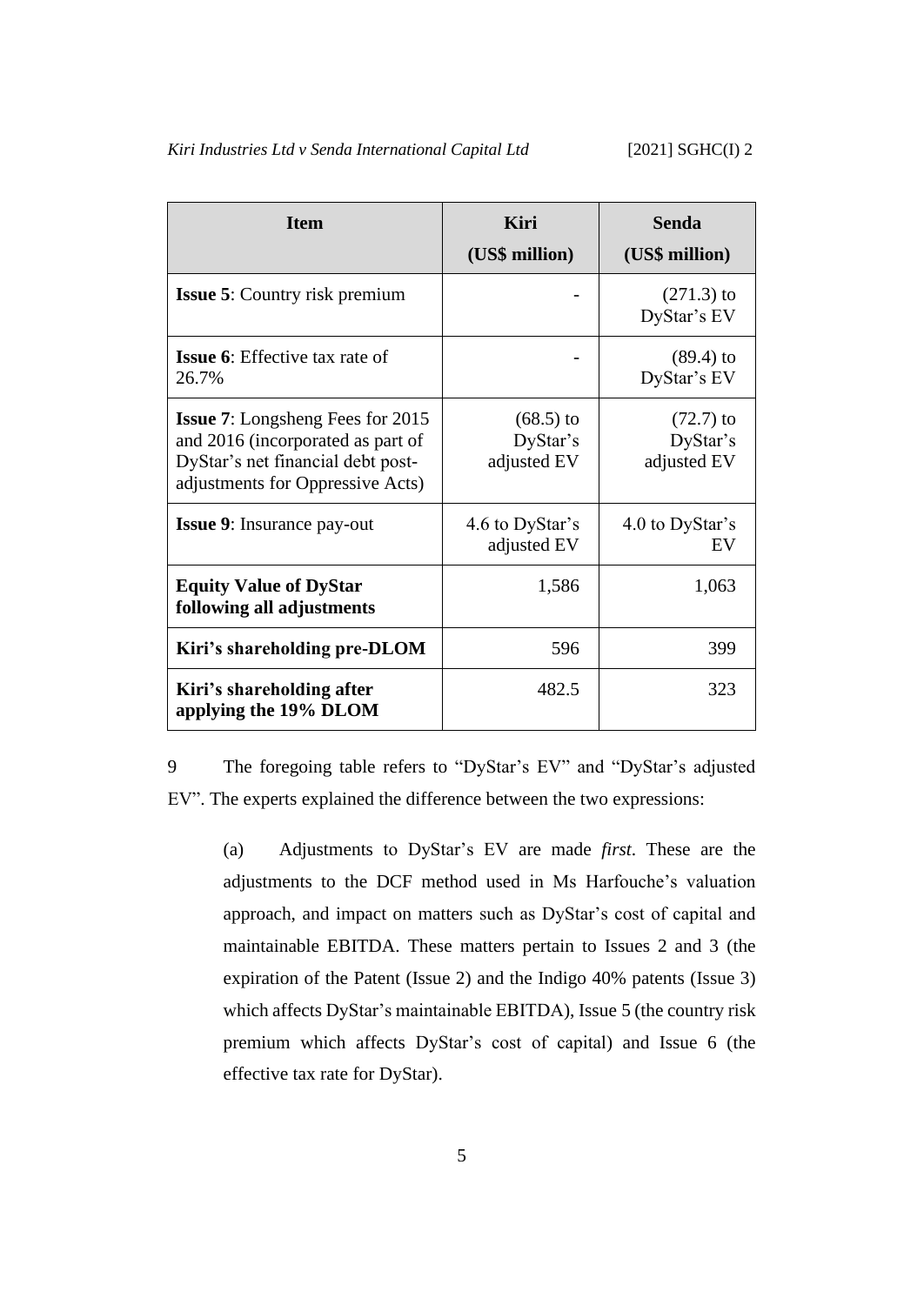| Item | Kiri (US$ million) | Senda (US$ million) |
|---|---|---|
| **Issue 5**: Country risk premium | - | (271.3) to DyStar's EV |
| **Issue 6**: Effective tax rate of 26.7% | - | (89.4) to DyStar's EV |
| **Issue 7**: Longsheng Fees for 2015 and 2016 (incorporated as part of DyStar's net financial debt post-adjustments for Oppressive Acts) | (68.5) to DyStar's adjusted EV | (72.7) to DyStar's adjusted EV |
| **Issue 9**: Insurance pay-out | 4.6 to DyStar's adjusted EV | 4.0 to DyStar's EV |
| **Equity Value of DyStar following all adjustments** | 1,586 | 1,063 |
| **Kiri's shareholding pre-DLOM** | 596 | 399 |
| **Kiri's shareholding after applying the 19% DLOM** | 482.5 | 323 |

9 The foregoing table refers to "DyStar's EV" and "DyStar's adjusted EV". The experts explained the difference between the two expressions:

(a) Adjustments to DyStar's EV are made *first*. These are the adjustments to the DCF method used in Ms Harfouche's valuation approach, and impact on matters such as DyStar's cost of capital and maintainable EBITDA. These matters pertain to Issues 2 and 3 (the expiration of the Patent (Issue 2) and the Indigo 40% patents (Issue 3) which affects DyStar's maintainable EBITDA), Issue 5 (the country risk premium which affects DyStar's cost of capital) and Issue 6 (the effective tax rate for DyStar).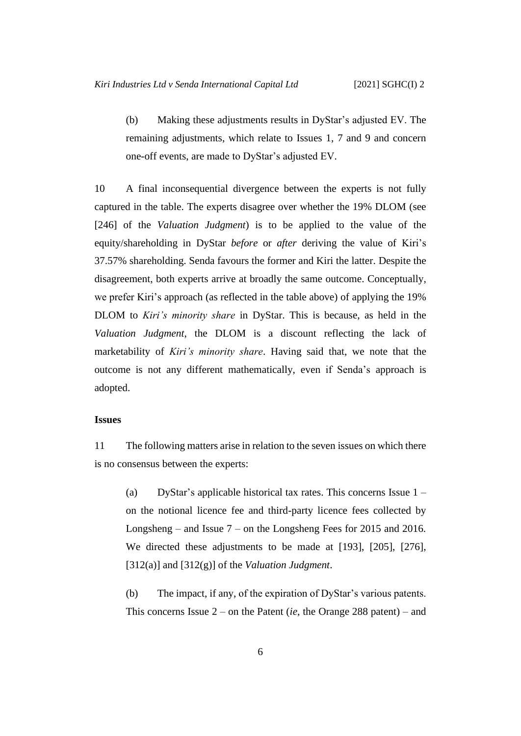(b) Making these adjustments results in DyStar's adjusted EV. The remaining adjustments, which relate to Issues 1, 7 and 9 and concern one-off events, are made to DyStar's adjusted EV.

10 A final inconsequential divergence between the experts is not fully captured in the table. The experts disagree over whether the 19% DLOM (see [246] of the *Valuation Judgment*) is to be applied to the value of the equity/shareholding in DyStar *before* or *after* deriving the value of Kiri's 37.57% shareholding. Senda favours the former and Kiri the latter. Despite the disagreement, both experts arrive at broadly the same outcome. Conceptually, we prefer Kiri's approach (as reflected in the table above) of applying the 19% DLOM to *Kiri's minority share* in DyStar. This is because, as held in the *Valuation Judgment*, the DLOM is a discount reflecting the lack of marketability of *Kiri's minority share*. Having said that, we note that the outcome is not any different mathematically, even if Senda's approach is adopted.

**Issues**

11 The following matters arise in relation to the seven issues on which there is no consensus between the experts:

(a) DyStar's applicable historical tax rates. This concerns Issue 1 – on the notional licence fee and third-party licence fees collected by Longsheng – and Issue 7 – on the Longsheng Fees for 2015 and 2016. We directed these adjustments to be made at [193], [205], [276], [312(a)] and [312(g)] of the *Valuation Judgment*.

(b) The impact, if any, of the expiration of DyStar's various patents. This concerns Issue 2 – on the Patent (*ie*, the Orange 288 patent) – and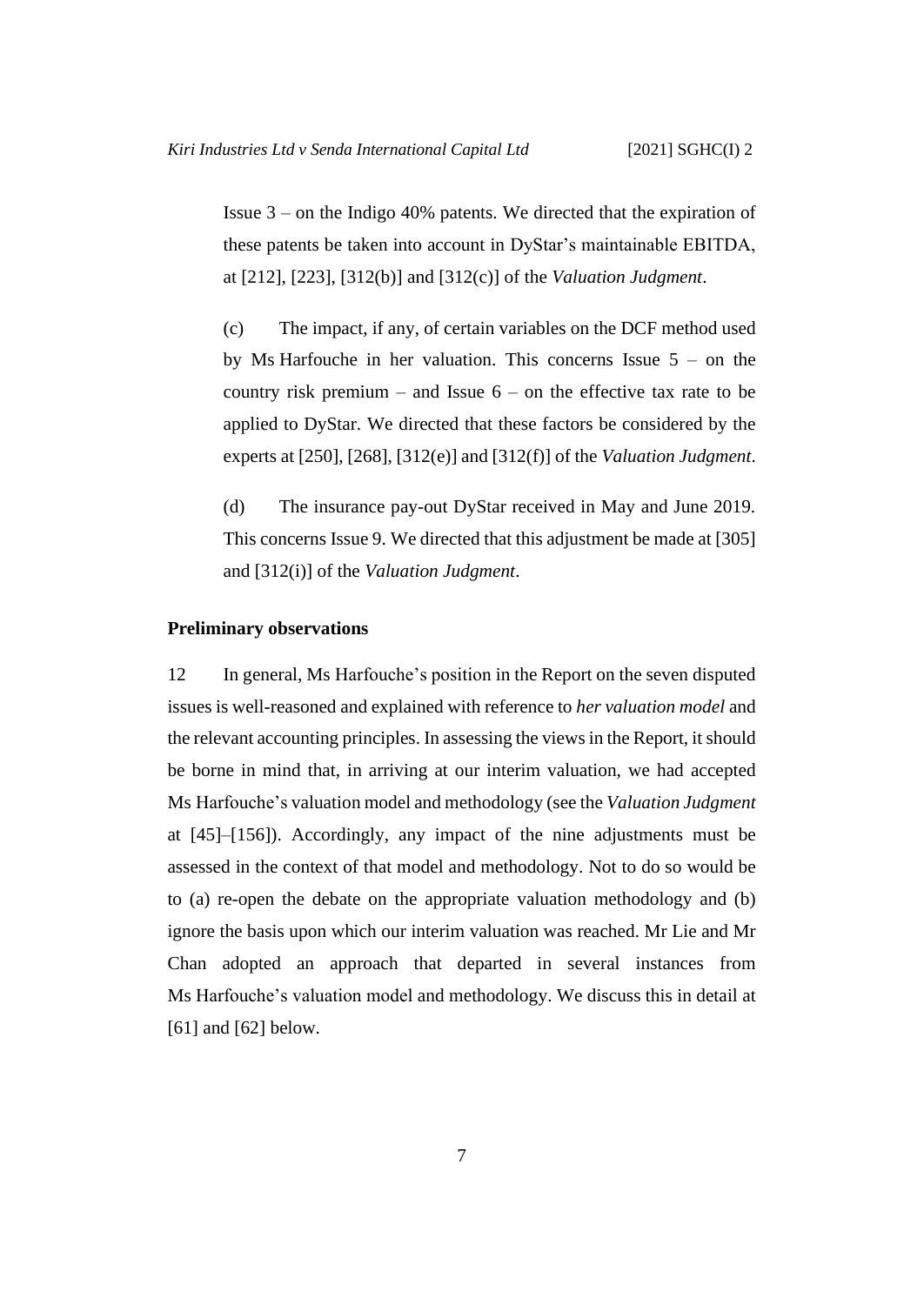Issue 3 – on the Indigo 40% patents. We directed that the expiration of these patents be taken into account in DyStar's maintainable EBITDA, at [212], [223], [312(b)] and [312(c)] of the *Valuation Judgment*.

(c) The impact, if any, of certain variables on the DCF method used by Ms Harfouche in her valuation. This concerns Issue 5 – on the country risk premium – and Issue 6 – on the effective tax rate to be applied to DyStar. We directed that these factors be considered by the experts at [250], [268], [312(e)] and [312(f)] of the *Valuation Judgment*.

(d) The insurance pay-out DyStar received in May and June 2019. This concerns Issue 9. We directed that this adjustment be made at [305] and [312(i)] of the *Valuation Judgment*.

**Preliminary observations**

12 In general, Ms Harfouche's position in the Report on the seven disputed issues is well-reasoned and explained with reference to *her valuation model* and the relevant accounting principles. In assessing the views in the Report, it should be borne in mind that, in arriving at our interim valuation, we had accepted Ms Harfouche's valuation model and methodology (see the *Valuation Judgment* at [45]–[156]). Accordingly, any impact of the nine adjustments must be assessed in the context of that model and methodology. Not to do so would be to (a) re-open the debate on the appropriate valuation methodology and (b) ignore the basis upon which our interim valuation was reached. Mr Lie and Mr Chan adopted an approach that departed in several instances from Ms Harfouche's valuation model and methodology. We discuss this in detail at [61] and [62] below.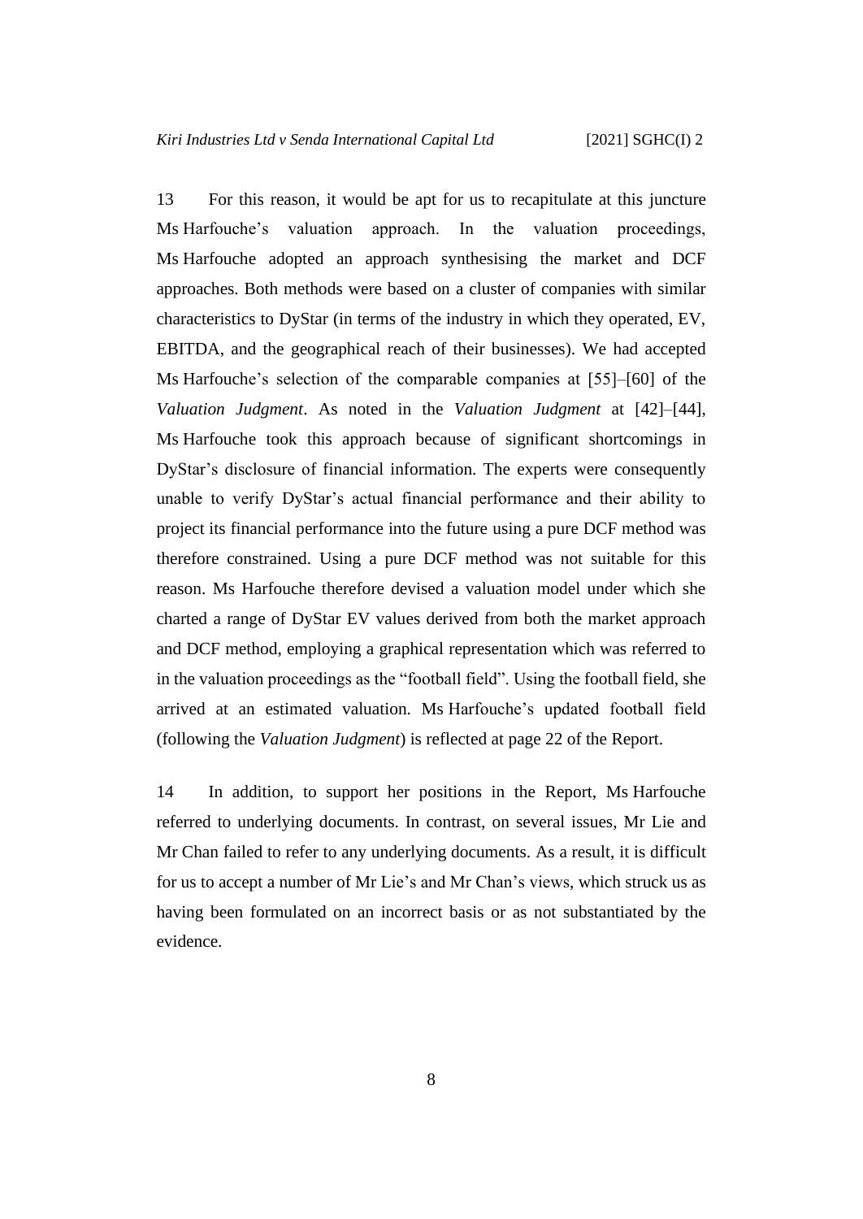13 For this reason, it would be apt for us to recapitulate at this juncture Ms Harfouche's valuation approach. In the valuation proceedings, Ms Harfouche adopted an approach synthesising the market and DCF approaches. Both methods were based on a cluster of companies with similar characteristics to DyStar (in terms of the industry in which they operated, EV, EBITDA, and the geographical reach of their businesses). We had accepted Ms Harfouche's selection of the comparable companies at [55]–[60] of the *Valuation Judgment*. As noted in the *Valuation Judgment* at [42]–[44], Ms Harfouche took this approach because of significant shortcomings in DyStar's disclosure of financial information. The experts were consequently unable to verify DyStar's actual financial performance and their ability to project its financial performance into the future using a pure DCF method was therefore constrained. Using a pure DCF method was not suitable for this reason. Ms Harfouche therefore devised a valuation model under which she charted a range of DyStar EV values derived from both the market approach and DCF method, employing a graphical representation which was referred to in the valuation proceedings as the "football field". Using the football field, she arrived at an estimated valuation. Ms Harfouche's updated football field (following the *Valuation Judgment*) is reflected at page 22 of the Report.

14 In addition, to support her positions in the Report, Ms Harfouche referred to underlying documents. In contrast, on several issues, Mr Lie and Mr Chan failed to refer to any underlying documents. As a result, it is difficult for us to accept a number of Mr Lie's and Mr Chan's views, which struck us as having been formulated on an incorrect basis or as not substantiated by the evidence.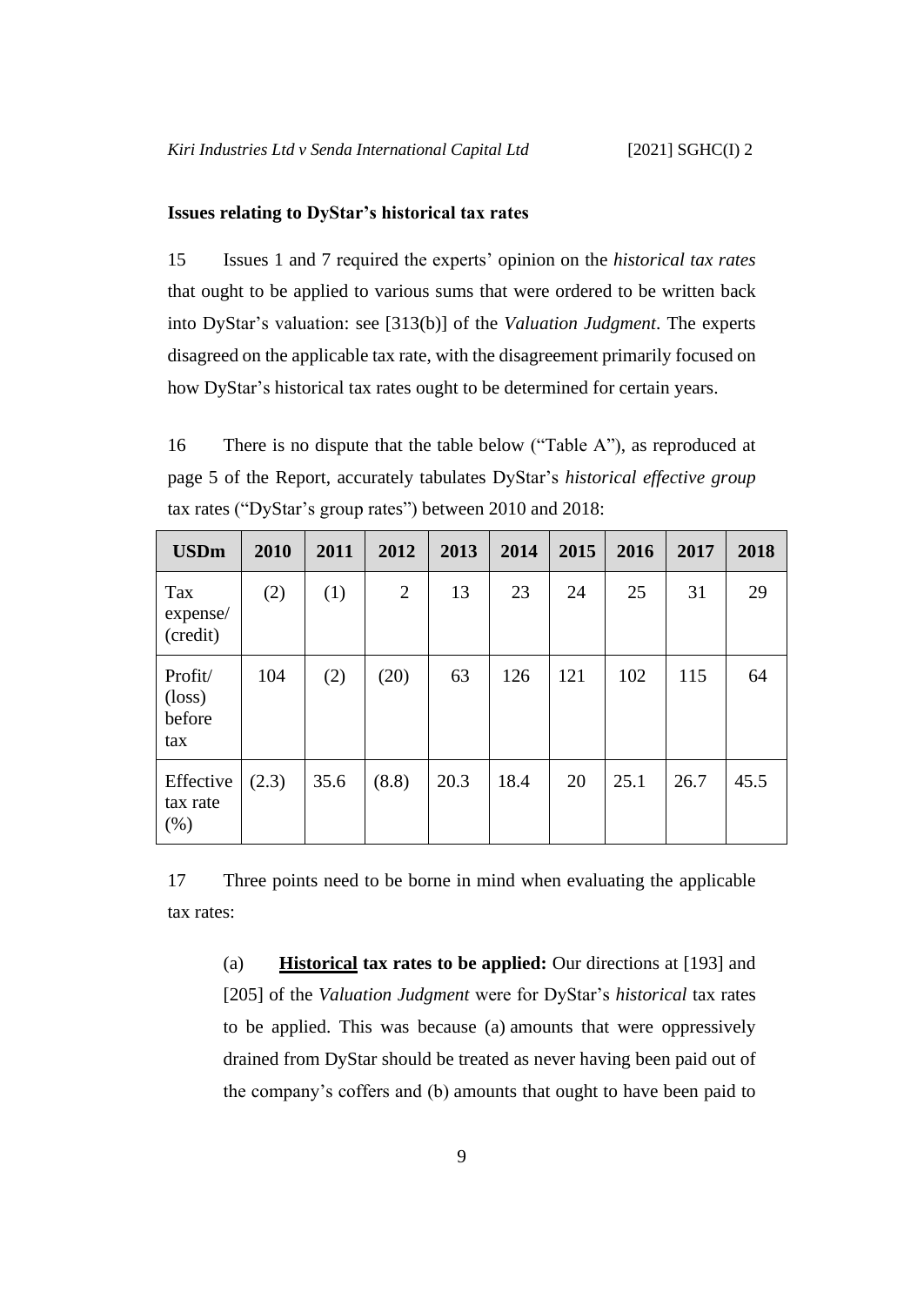**Issues relating to DyStar's historical tax rates**

15 Issues 1 and 7 required the experts' opinion on the *historical tax rates* that ought to be applied to various sums that were ordered to be written back into DyStar's valuation: see [313(b)] of the *Valuation Judgment*. The experts disagreed on the applicable tax rate, with the disagreement primarily focused on how DyStar's historical tax rates ought to be determined for certain years.

16 There is no dispute that the table below ("Table A"), as reproduced at page 5 of the Report, accurately tabulates DyStar's *historical effective group* tax rates ("DyStar's group rates") between 2010 and 2018:

| USDm | 2010 | 2011 | 2012 | 2013 | 2014 | 2015 | 2016 | 2017 | 2018 |
|---|---|---|---|---|---|---|---|---|---|
| Tax expense/ (credit) | (2) | (1) | 2 | 13 | 23 | 24 | 25 | 31 | 29 |
| Profit/ (loss) before tax | 104 | (2) | (20) | 63 | 126 | 121 | 102 | 115 | 64 |
| Effective tax rate (%) | (2.3) | 35.6 | (8.8) | 20.3 | 18.4 | 20 | 25.1 | 26.7 | 45.5 |

17 Three points need to be borne in mind when evaluating the applicable tax rates:

(a) **Historical tax rates to be applied:** Our directions at [193] and [205] of the *Valuation Judgment* were for DyStar's *historical* tax rates to be applied. This was because (a) amounts that were oppressively drained from DyStar should be treated as never having been paid out of the company's coffers and (b) amounts that ought to have been paid to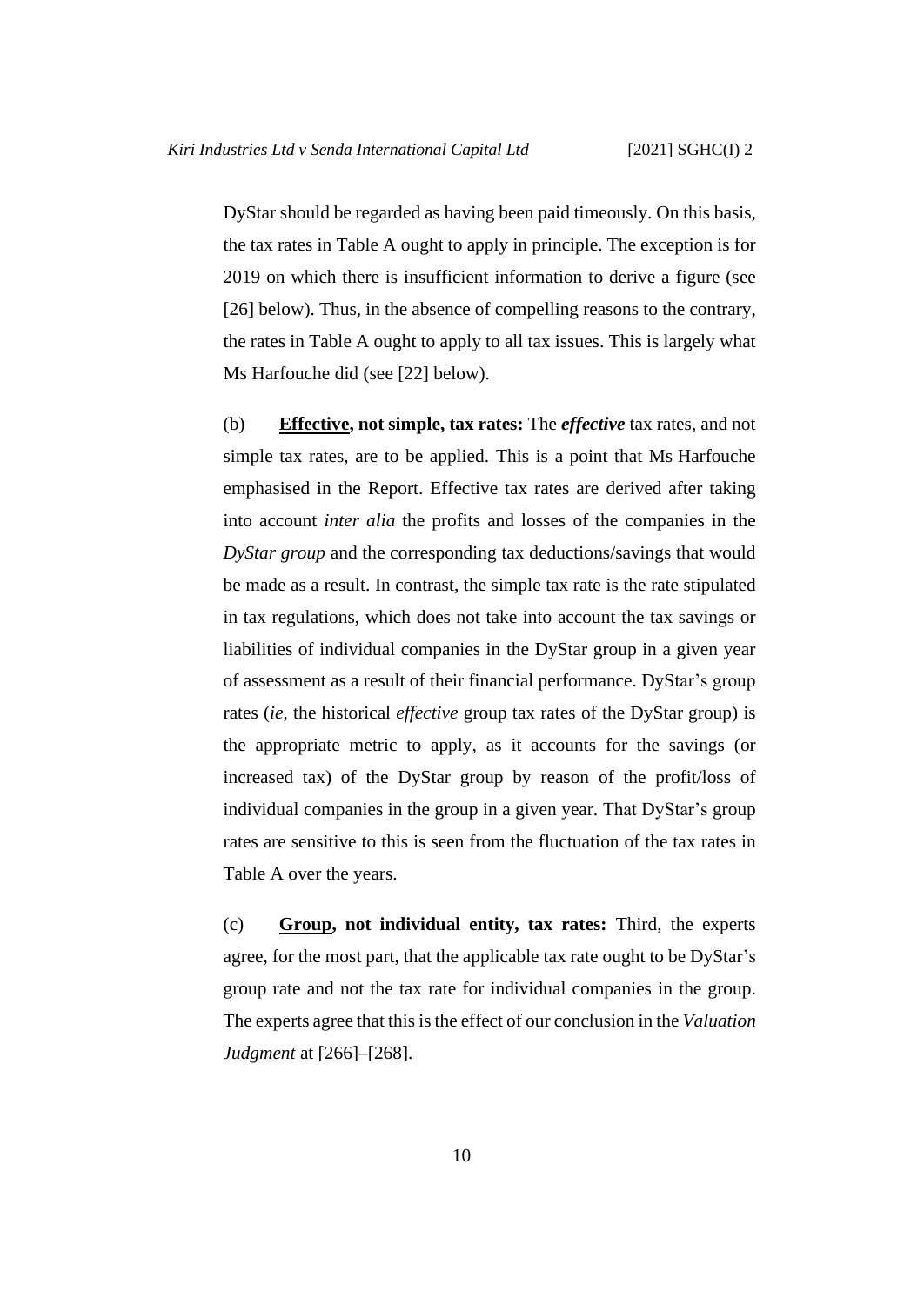DyStar should be regarded as having been paid timeously. On this basis, the tax rates in Table A ought to apply in principle. The exception is for 2019 on which there is insufficient information to derive a figure (see [26] below). Thus, in the absence of compelling reasons to the contrary, the rates in Table A ought to apply to all tax issues. This is largely what Ms Harfouche did (see [22] below).

(b) **<u>Effective</u>, not simple, tax rates:** The ***effective*** tax rates, and not simple tax rates, are to be applied. This is a point that Ms Harfouche emphasised in the Report. Effective tax rates are derived after taking into account *inter alia* the profits and losses of the companies in the *DyStar group* and the corresponding tax deductions/savings that would be made as a result. In contrast, the simple tax rate is the rate stipulated in tax regulations, which does not take into account the tax savings or liabilities of individual companies in the DyStar group in a given year of assessment as a result of their financial performance. DyStar's group rates (*ie*, the historical *effective* group tax rates of the DyStar group) is the appropriate metric to apply, as it accounts for the savings (or increased tax) of the DyStar group by reason of the profit/loss of individual companies in the group in a given year. That DyStar's group rates are sensitive to this is seen from the fluctuation of the tax rates in Table A over the years.

(c) **<u>Group</u>, not individual entity, tax rates:** Third, the experts agree, for the most part, that the applicable tax rate ought to be DyStar's group rate and not the tax rate for individual companies in the group. The experts agree that this is the effect of our conclusion in the *Valuation Judgment* at [266]–[268].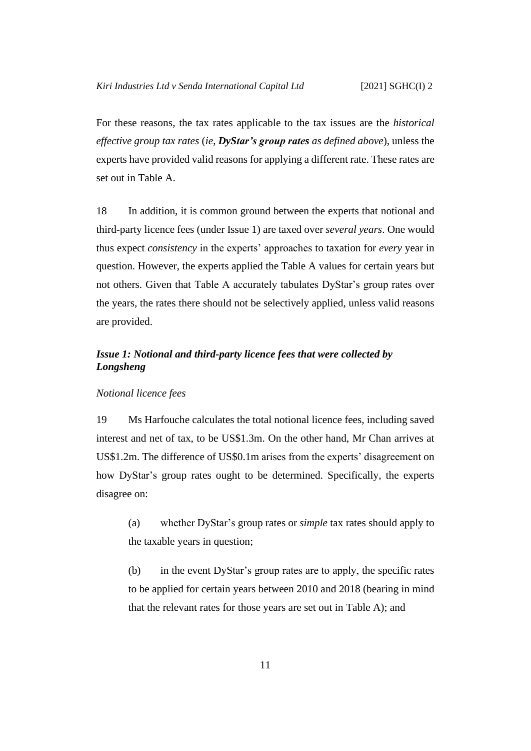For these reasons, the tax rates applicable to the tax issues are the *historical effective group tax rates* (*ie*, ***DyStar's group rates*** *as defined above*), unless the experts have provided valid reasons for applying a different rate. These rates are set out in Table A.

18 In addition, it is common ground between the experts that notional and third-party licence fees (under Issue 1) are taxed over *several years*. One would thus expect *consistency* in the experts' approaches to taxation for *every* year in question. However, the experts applied the Table A values for certain years but not others. Given that Table A accurately tabulates DyStar's group rates over the years, the rates there should not be selectively applied, unless valid reasons are provided.

### *Issue 1: Notional and third-party licence fees that were collected by Longsheng*

*Notional licence fees*

19 Ms Harfouche calculates the total notional licence fees, including saved interest and net of tax, to be US\$1.3m. On the other hand, Mr Chan arrives at US\$1.2m. The difference of US\$0.1m arises from the experts' disagreement on how DyStar's group rates ought to be determined. Specifically, the experts disagree on:

(a) whether DyStar's group rates or *simple* tax rates should apply to the taxable years in question;

(b) in the event DyStar's group rates are to apply, the specific rates to be applied for certain years between 2010 and 2018 (bearing in mind that the relevant rates for those years are set out in Table A); and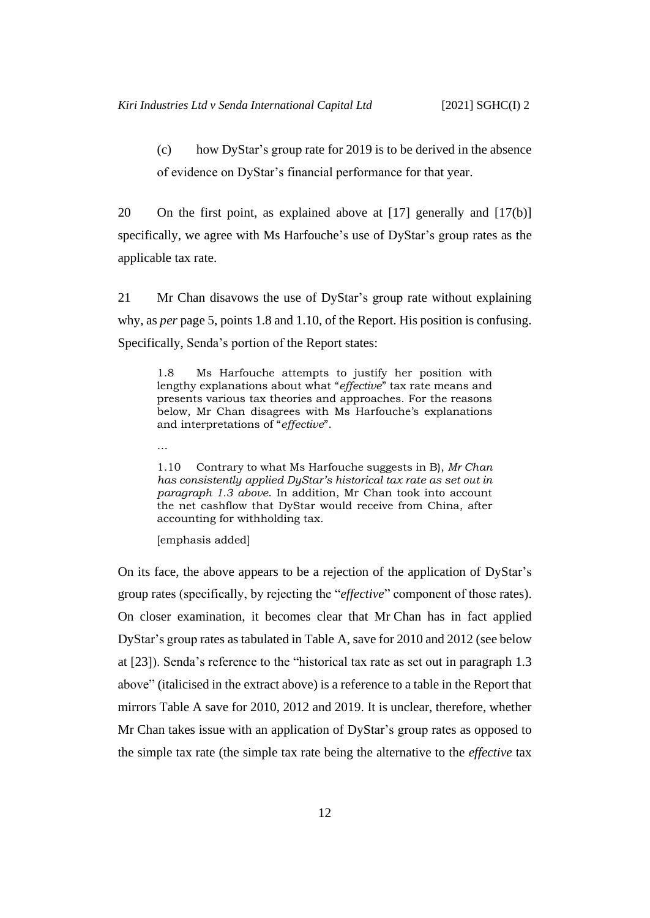(c) how DyStar's group rate for 2019 is to be derived in the absence of evidence on DyStar's financial performance for that year.

20 On the first point, as explained above at [17] generally and [17(b)] specifically, we agree with Ms Harfouche's use of DyStar's group rates as the applicable tax rate.

21 Mr Chan disavows the use of DyStar's group rate without explaining why, as *per* page 5, points 1.8 and 1.10, of the Report. His position is confusing. Specifically, Senda's portion of the Report states:

> 1.8 Ms Harfouche attempts to justify her position with lengthy explanations about what "*effective*" tax rate means and presents various tax theories and approaches. For the reasons below, Mr Chan disagrees with Ms Harfouche's explanations and interpretations of "*effective*".
>
> …
>
> 1.10 Contrary to what Ms Harfouche suggests in B), *Mr Chan has consistently applied DyStar's historical tax rate as set out in paragraph 1.3 above*. In addition, Mr Chan took into account the net cashflow that DyStar would receive from China, after accounting for withholding tax.
>
> [emphasis added]

On its face, the above appears to be a rejection of the application of DyStar's group rates (specifically, by rejecting the "*effective*" component of those rates). On closer examination, it becomes clear that Mr Chan has in fact applied DyStar's group rates as tabulated in Table A, save for 2010 and 2012 (see below at [23]). Senda's reference to the "historical tax rate as set out in paragraph 1.3 above" (italicised in the extract above) is a reference to a table in the Report that mirrors Table A save for 2010, 2012 and 2019. It is unclear, therefore, whether Mr Chan takes issue with an application of DyStar's group rates as opposed to the simple tax rate (the simple tax rate being the alternative to the *effective* tax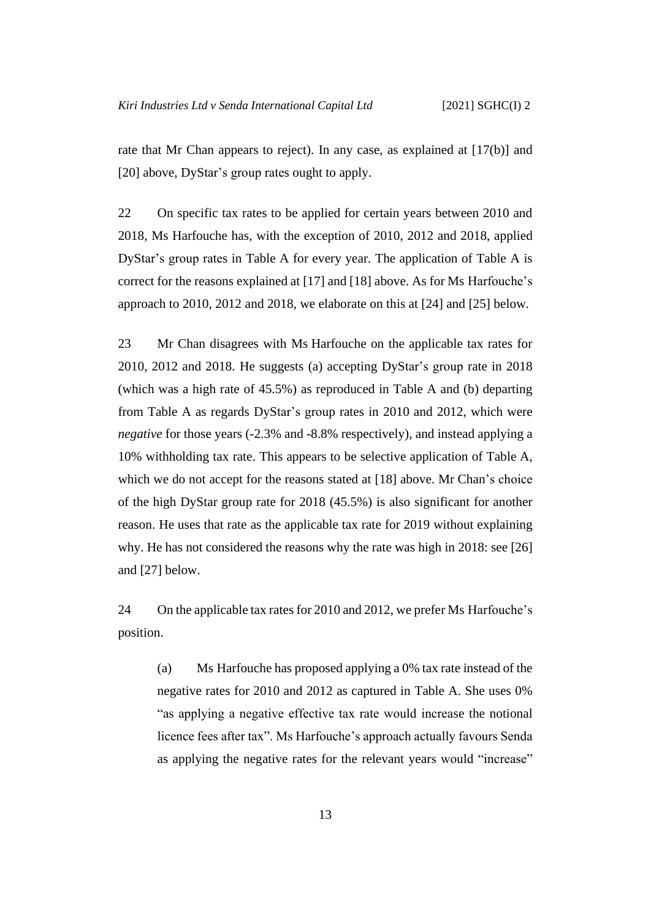rate that Mr Chan appears to reject). In any case, as explained at [17(b)] and [20] above, DyStar's group rates ought to apply.

22 On specific tax rates to be applied for certain years between 2010 and 2018, Ms Harfouche has, with the exception of 2010, 2012 and 2018, applied DyStar's group rates in Table A for every year. The application of Table A is correct for the reasons explained at [17] and [18] above. As for Ms Harfouche's approach to 2010, 2012 and 2018, we elaborate on this at [24] and [25] below.

23 Mr Chan disagrees with Ms Harfouche on the applicable tax rates for 2010, 2012 and 2018. He suggests (a) accepting DyStar's group rate in 2018 (which was a high rate of 45.5%) as reproduced in Table A and (b) departing from Table A as regards DyStar's group rates in 2010 and 2012, which were *negative* for those years (-2.3% and -8.8% respectively), and instead applying a 10% withholding tax rate. This appears to be selective application of Table A, which we do not accept for the reasons stated at [18] above. Mr Chan's choice of the high DyStar group rate for 2018 (45.5%) is also significant for another reason. He uses that rate as the applicable tax rate for 2019 without explaining why. He has not considered the reasons why the rate was high in 2018: see [26] and [27] below.

24 On the applicable tax rates for 2010 and 2012, we prefer Ms Harfouche's position.

(a) Ms Harfouche has proposed applying a 0% tax rate instead of the negative rates for 2010 and 2012 as captured in Table A. She uses 0% "as applying a negative effective tax rate would increase the notional licence fees after tax". Ms Harfouche's approach actually favours Senda as applying the negative rates for the relevant years would "increase"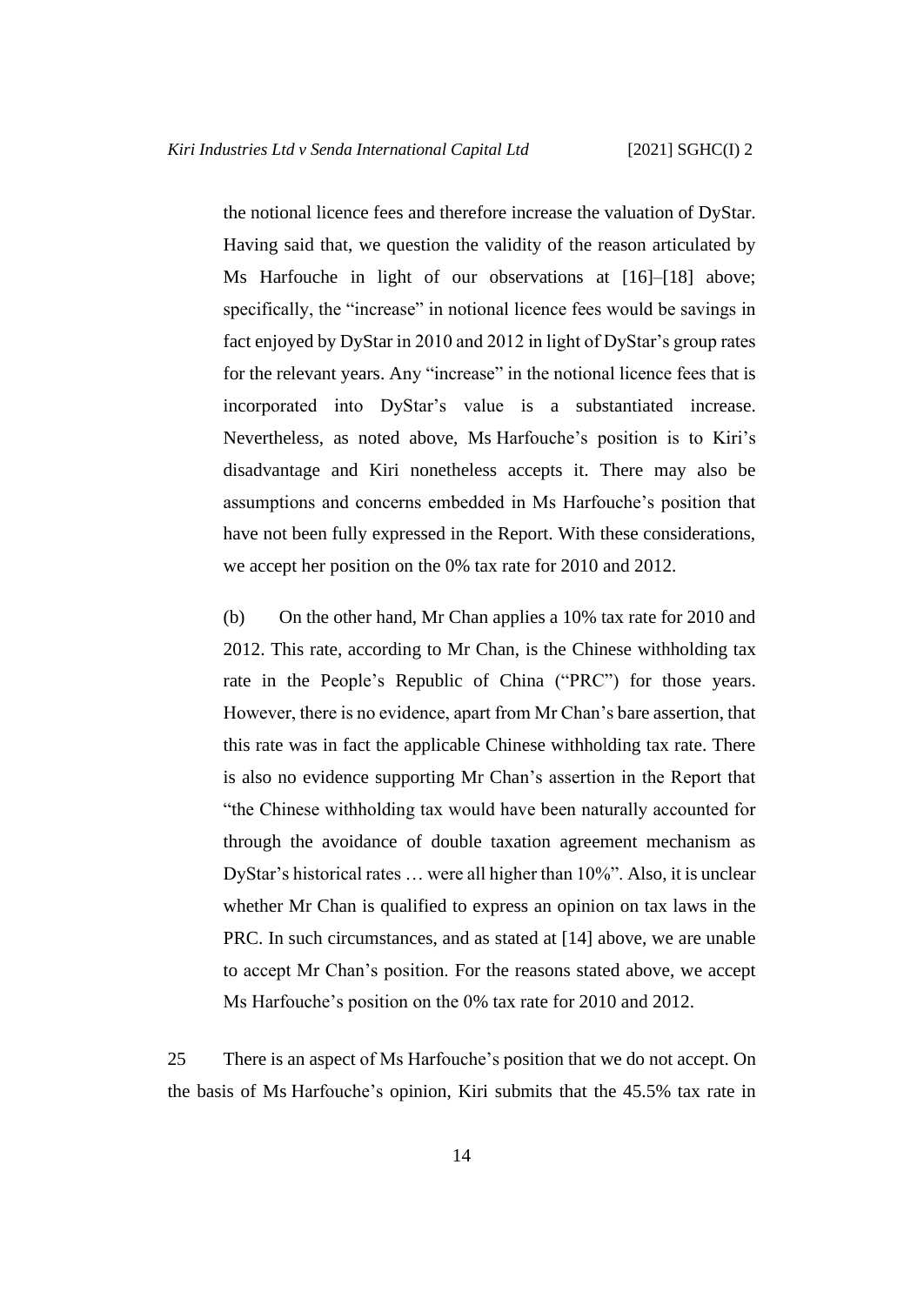the notional licence fees and therefore increase the valuation of DyStar. Having said that, we question the validity of the reason articulated by Ms Harfouche in light of our observations at [16]–[18] above; specifically, the "increase" in notional licence fees would be savings in fact enjoyed by DyStar in 2010 and 2012 in light of DyStar's group rates for the relevant years. Any "increase" in the notional licence fees that is incorporated into DyStar's value is a substantiated increase. Nevertheless, as noted above, Ms Harfouche's position is to Kiri's disadvantage and Kiri nonetheless accepts it. There may also be assumptions and concerns embedded in Ms Harfouche's position that have not been fully expressed in the Report. With these considerations, we accept her position on the 0% tax rate for 2010 and 2012.

(b) On the other hand, Mr Chan applies a 10% tax rate for 2010 and 2012. This rate, according to Mr Chan, is the Chinese withholding tax rate in the People's Republic of China ("PRC") for those years. However, there is no evidence, apart from Mr Chan's bare assertion, that this rate was in fact the applicable Chinese withholding tax rate. There is also no evidence supporting Mr Chan's assertion in the Report that "the Chinese withholding tax would have been naturally accounted for through the avoidance of double taxation agreement mechanism as DyStar's historical rates … were all higher than 10%". Also, it is unclear whether Mr Chan is qualified to express an opinion on tax laws in the PRC. In such circumstances, and as stated at [14] above, we are unable to accept Mr Chan's position. For the reasons stated above, we accept Ms Harfouche's position on the 0% tax rate for 2010 and 2012.

25 There is an aspect of Ms Harfouche's position that we do not accept. On the basis of Ms Harfouche's opinion, Kiri submits that the 45.5% tax rate in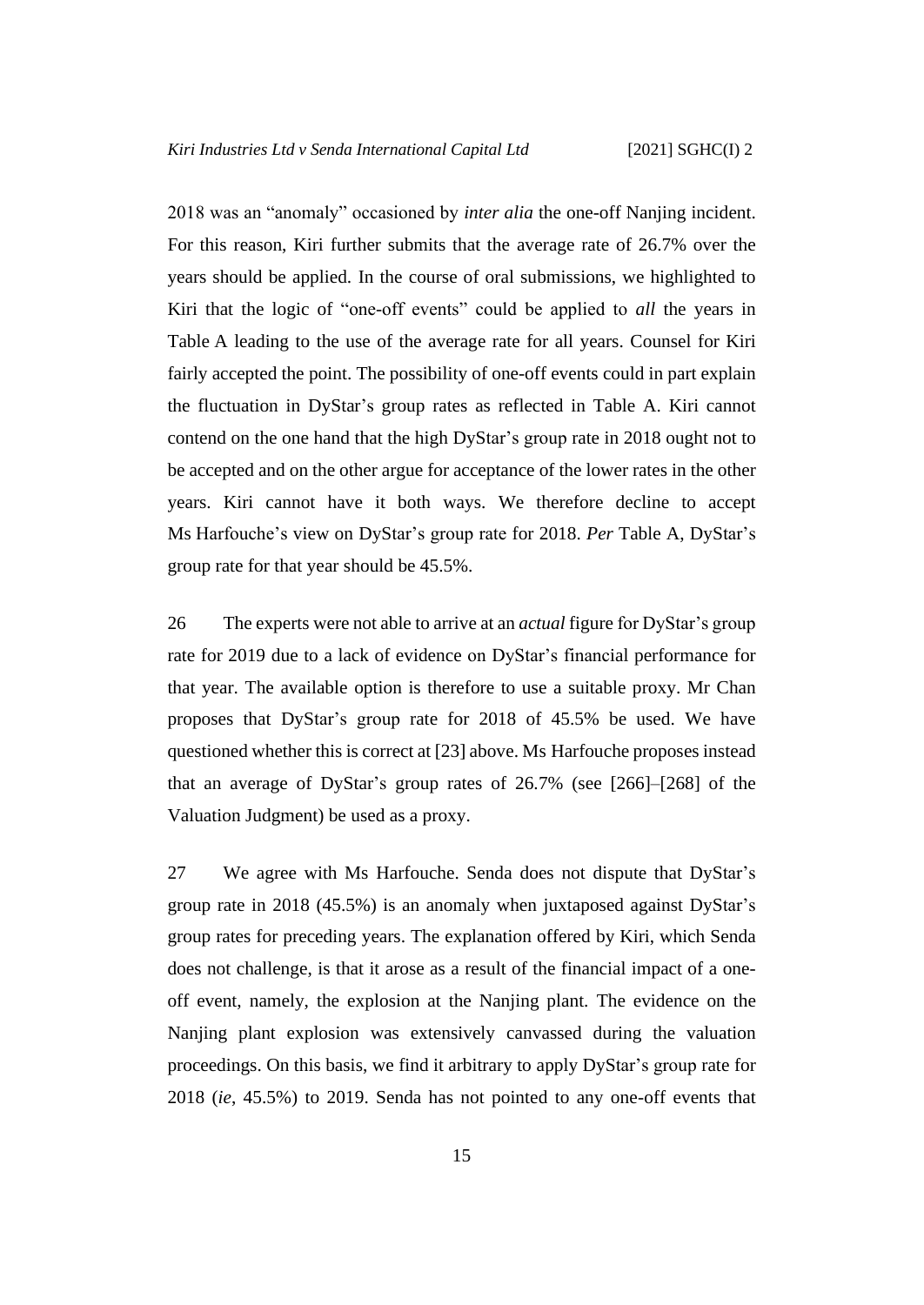2018 was an "anomaly" occasioned by *inter alia* the one-off Nanjing incident. For this reason, Kiri further submits that the average rate of 26.7% over the years should be applied. In the course of oral submissions, we highlighted to Kiri that the logic of "one-off events" could be applied to *all* the years in Table A leading to the use of the average rate for all years. Counsel for Kiri fairly accepted the point. The possibility of one-off events could in part explain the fluctuation in DyStar's group rates as reflected in Table A. Kiri cannot contend on the one hand that the high DyStar's group rate in 2018 ought not to be accepted and on the other argue for acceptance of the lower rates in the other years. Kiri cannot have it both ways. We therefore decline to accept Ms Harfouche's view on DyStar's group rate for 2018. *Per* Table A, DyStar's group rate for that year should be 45.5%.

26 The experts were not able to arrive at an *actual* figure for DyStar's group rate for 2019 due to a lack of evidence on DyStar's financial performance for that year. The available option is therefore to use a suitable proxy. Mr Chan proposes that DyStar's group rate for 2018 of 45.5% be used. We have questioned whether this is correct at [23] above. Ms Harfouche proposes instead that an average of DyStar's group rates of 26.7% (see [266]–[268] of the Valuation Judgment) be used as a proxy.

27 We agree with Ms Harfouche. Senda does not dispute that DyStar's group rate in 2018 (45.5%) is an anomaly when juxtaposed against DyStar's group rates for preceding years. The explanation offered by Kiri, which Senda does not challenge, is that it arose as a result of the financial impact of a one-off event, namely, the explosion at the Nanjing plant. The evidence on the Nanjing plant explosion was extensively canvassed during the valuation proceedings. On this basis, we find it arbitrary to apply DyStar's group rate for 2018 (*ie*, 45.5%) to 2019. Senda has not pointed to any one-off events that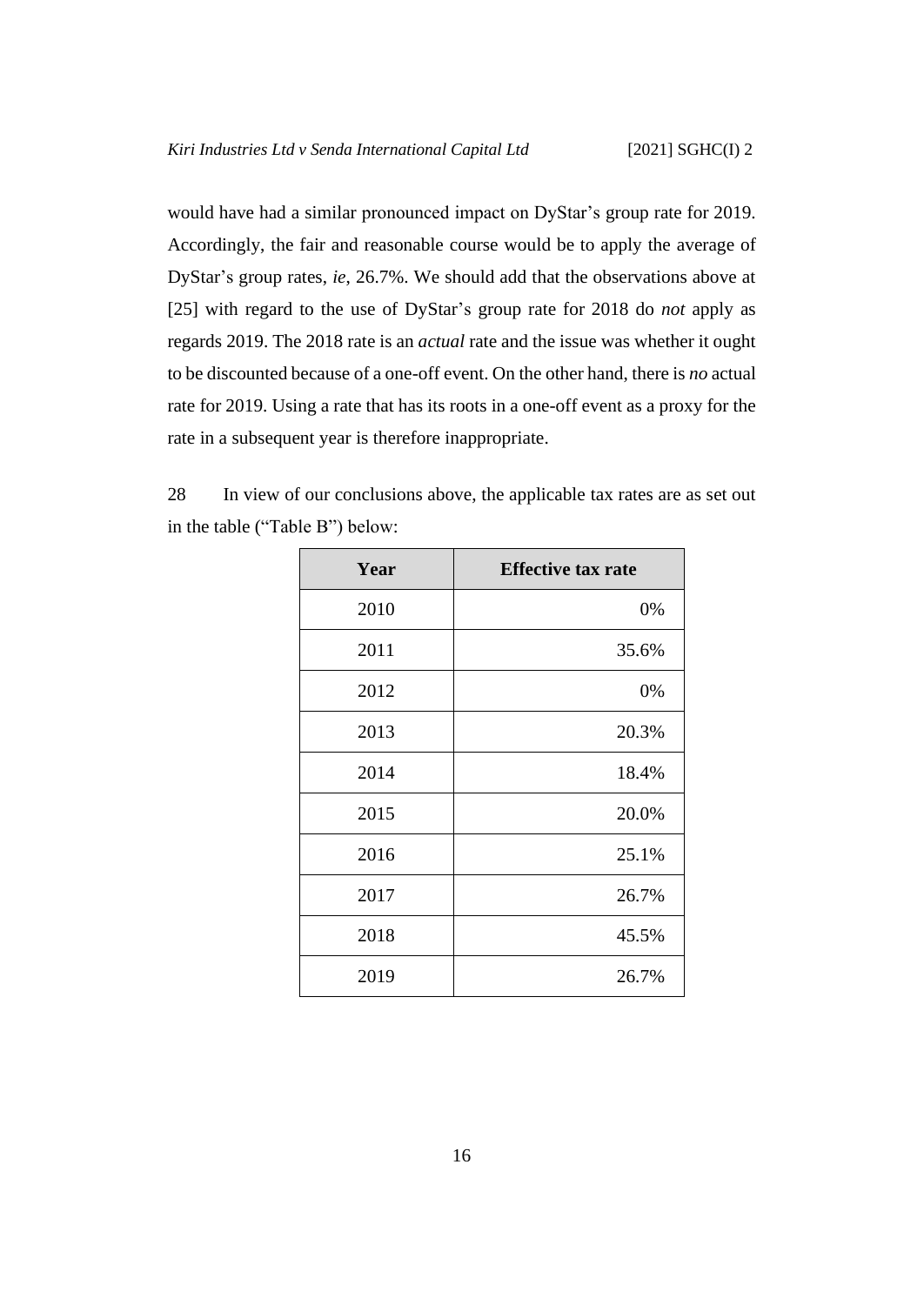would have had a similar pronounced impact on DyStar's group rate for 2019. Accordingly, the fair and reasonable course would be to apply the average of DyStar's group rates, *ie*, 26.7%. We should add that the observations above at [25] with regard to the use of DyStar's group rate for 2018 do *not* apply as regards 2019. The 2018 rate is an *actual* rate and the issue was whether it ought to be discounted because of a one-off event. On the other hand, there is *no* actual rate for 2019. Using a rate that has its roots in a one-off event as a proxy for the rate in a subsequent year is therefore inappropriate.

28 In view of our conclusions above, the applicable tax rates are as set out in the table ("Table B") below:

| Year | Effective tax rate |
|---|---:|
| 2010 | 0% |
| 2011 | 35.6% |
| 2012 | 0% |
| 2013 | 20.3% |
| 2014 | 18.4% |
| 2015 | 20.0% |
| 2016 | 25.1% |
| 2017 | 26.7% |
| 2018 | 45.5% |
| 2019 | 26.7% |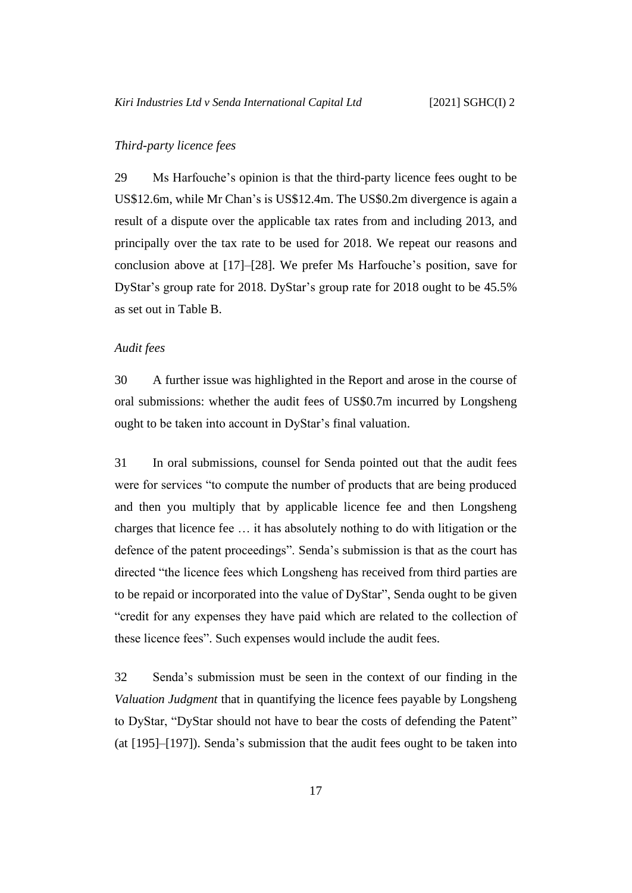*Third-party licence fees*

29 Ms Harfouche's opinion is that the third-party licence fees ought to be US$12.6m, while Mr Chan's is US$12.4m. The US$0.2m divergence is again a result of a dispute over the applicable tax rates from and including 2013, and principally over the tax rate to be used for 2018. We repeat our reasons and conclusion above at [17]–[28]. We prefer Ms Harfouche's position, save for DyStar's group rate for 2018. DyStar's group rate for 2018 ought to be 45.5% as set out in Table B.

*Audit fees*

30 A further issue was highlighted in the Report and arose in the course of oral submissions: whether the audit fees of US$0.7m incurred by Longsheng ought to be taken into account in DyStar's final valuation.

31 In oral submissions, counsel for Senda pointed out that the audit fees were for services "to compute the number of products that are being produced and then you multiply that by applicable licence fee and then Longsheng charges that licence fee … it has absolutely nothing to do with litigation or the defence of the patent proceedings". Senda's submission is that as the court has directed "the licence fees which Longsheng has received from third parties are to be repaid or incorporated into the value of DyStar", Senda ought to be given "credit for any expenses they have paid which are related to the collection of these licence fees". Such expenses would include the audit fees.

32 Senda's submission must be seen in the context of our finding in the *Valuation Judgment* that in quantifying the licence fees payable by Longsheng to DyStar, "DyStar should not have to bear the costs of defending the Patent" (at [195]–[197]). Senda's submission that the audit fees ought to be taken into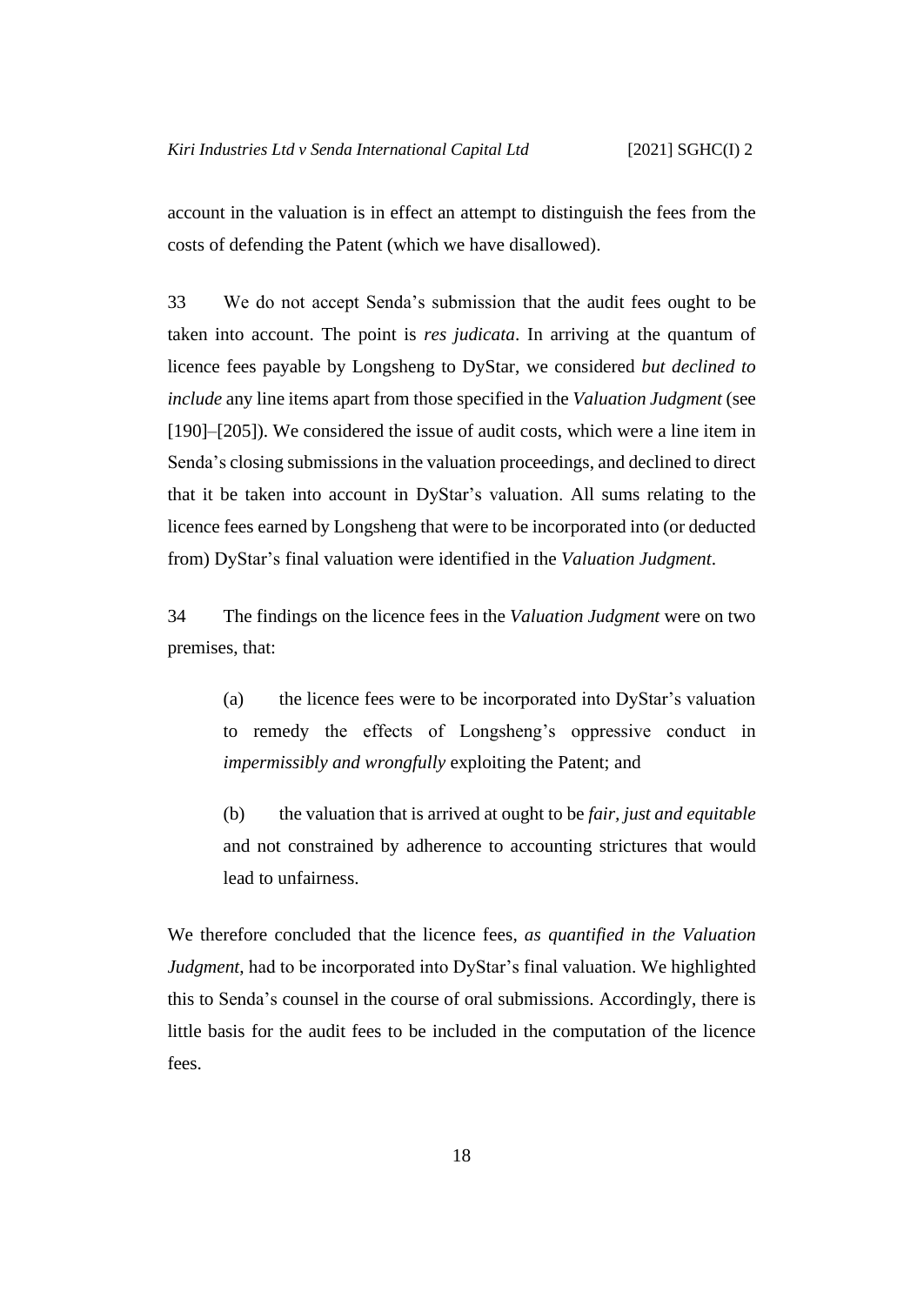account in the valuation is in effect an attempt to distinguish the fees from the costs of defending the Patent (which we have disallowed).

33 We do not accept Senda's submission that the audit fees ought to be taken into account. The point is *res judicata*. In arriving at the quantum of licence fees payable by Longsheng to DyStar, we considered *but declined to include* any line items apart from those specified in the *Valuation Judgment* (see [190]–[205]). We considered the issue of audit costs, which were a line item in Senda's closing submissions in the valuation proceedings, and declined to direct that it be taken into account in DyStar's valuation. All sums relating to the licence fees earned by Longsheng that were to be incorporated into (or deducted from) DyStar's final valuation were identified in the *Valuation Judgment*.

34 The findings on the licence fees in the *Valuation Judgment* were on two premises, that:

> (a) the licence fees were to be incorporated into DyStar's valuation to remedy the effects of Longsheng's oppressive conduct in *impermissibly and wrongfully* exploiting the Patent; and
>
> (b) the valuation that is arrived at ought to be *fair, just and equitable* and not constrained by adherence to accounting strictures that would lead to unfairness.

We therefore concluded that the licence fees, *as quantified in the Valuation Judgment*, had to be incorporated into DyStar's final valuation. We highlighted this to Senda's counsel in the course of oral submissions. Accordingly, there is little basis for the audit fees to be included in the computation of the licence fees.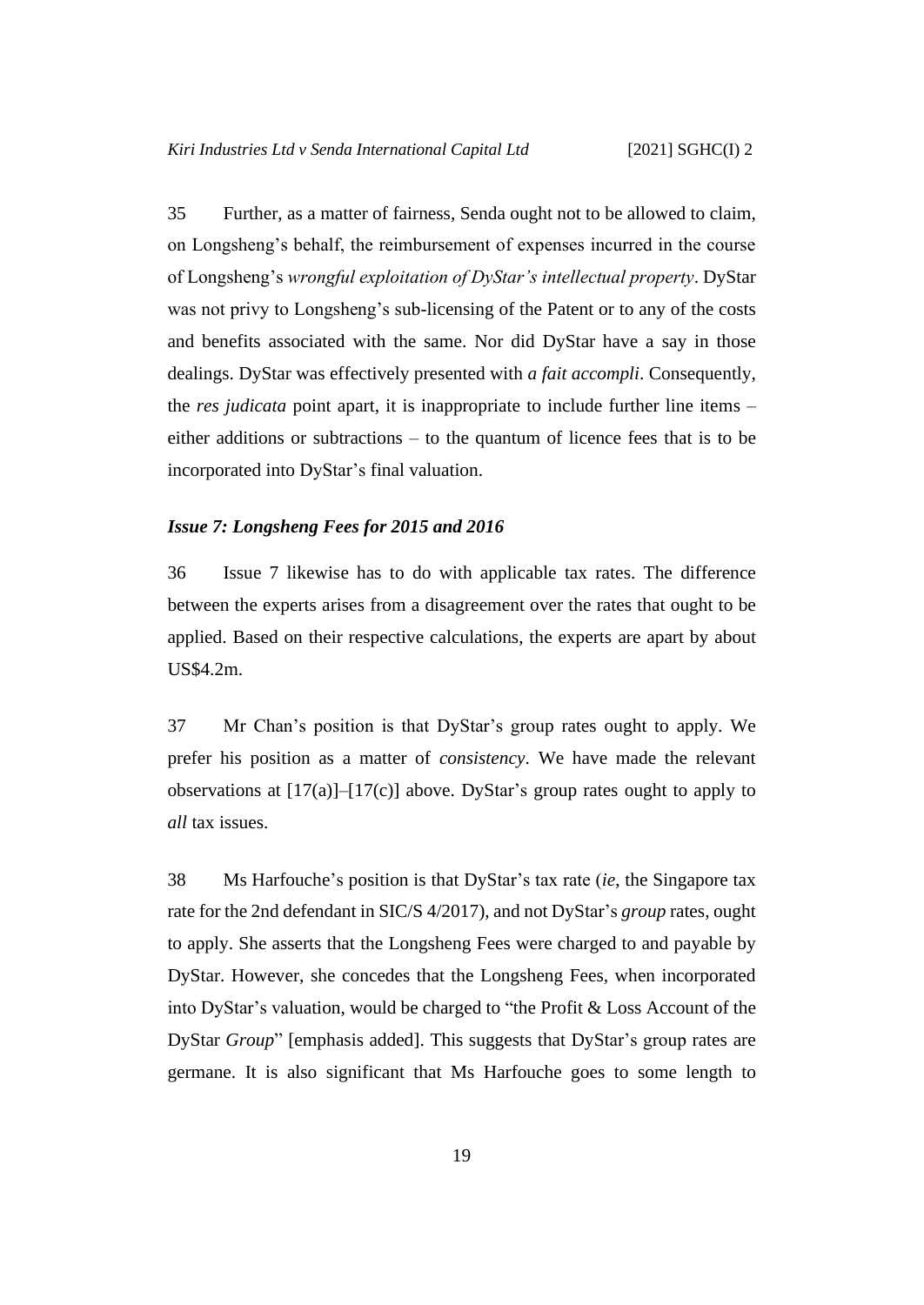35 Further, as a matter of fairness, Senda ought not to be allowed to claim, on Longsheng's behalf, the reimbursement of expenses incurred in the course of Longsheng's *wrongful exploitation of DyStar's intellectual property*. DyStar was not privy to Longsheng's sub-licensing of the Patent or to any of the costs and benefits associated with the same. Nor did DyStar have a say in those dealings. DyStar was effectively presented with *a fait accompli*. Consequently, the *res judicata* point apart, it is inappropriate to include further line items – either additions or subtractions – to the quantum of licence fees that is to be incorporated into DyStar's final valuation.

### *Issue 7: Longsheng Fees for 2015 and 2016*

36 Issue 7 likewise has to do with applicable tax rates. The difference between the experts arises from a disagreement over the rates that ought to be applied. Based on their respective calculations, the experts are apart by about US$4.2m.

37 Mr Chan's position is that DyStar's group rates ought to apply. We prefer his position as a matter of *consistency*. We have made the relevant observations at [17(a)]–[17(c)] above. DyStar's group rates ought to apply to *all* tax issues.

38 Ms Harfouche's position is that DyStar's tax rate (*ie*, the Singapore tax rate for the 2nd defendant in SIC/S 4/2017), and not DyStar's *group* rates, ought to apply. She asserts that the Longsheng Fees were charged to and payable by DyStar. However, she concedes that the Longsheng Fees, when incorporated into DyStar's valuation, would be charged to "the Profit & Loss Account of the DyStar *Group*" [emphasis added]. This suggests that DyStar's group rates are germane. It is also significant that Ms Harfouche goes to some length to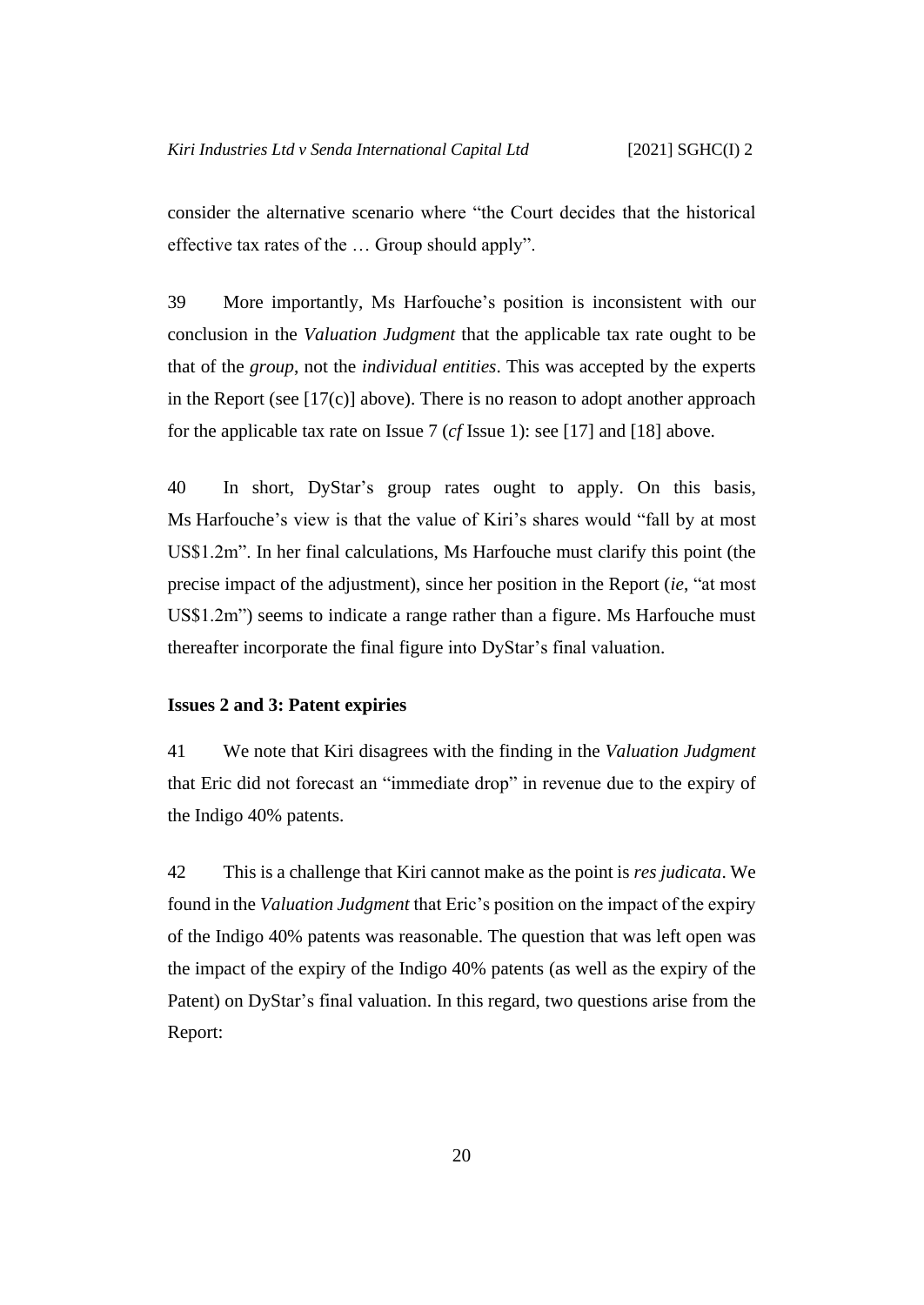consider the alternative scenario where "the Court decides that the historical effective tax rates of the … Group should apply".

39 More importantly, Ms Harfouche's position is inconsistent with our conclusion in the *Valuation Judgment* that the applicable tax rate ought to be that of the *group*, not the *individual entities*. This was accepted by the experts in the Report (see [17(c)] above). There is no reason to adopt another approach for the applicable tax rate on Issue 7 (*cf* Issue 1): see [17] and [18] above.

40 In short, DyStar's group rates ought to apply. On this basis, Ms Harfouche's view is that the value of Kiri's shares would "fall by at most US$1.2m". In her final calculations, Ms Harfouche must clarify this point (the precise impact of the adjustment), since her position in the Report (*ie*, "at most US$1.2m") seems to indicate a range rather than a figure. Ms Harfouche must thereafter incorporate the final figure into DyStar's final valuation.

**Issues 2 and 3: Patent expiries**

41 We note that Kiri disagrees with the finding in the *Valuation Judgment* that Eric did not forecast an "immediate drop" in revenue due to the expiry of the Indigo 40% patents.

42 This is a challenge that Kiri cannot make as the point is *res judicata*. We found in the *Valuation Judgment* that Eric's position on the impact of the expiry of the Indigo 40% patents was reasonable. The question that was left open was the impact of the expiry of the Indigo 40% patents (as well as the expiry of the Patent) on DyStar's final valuation. In this regard, two questions arise from the Report: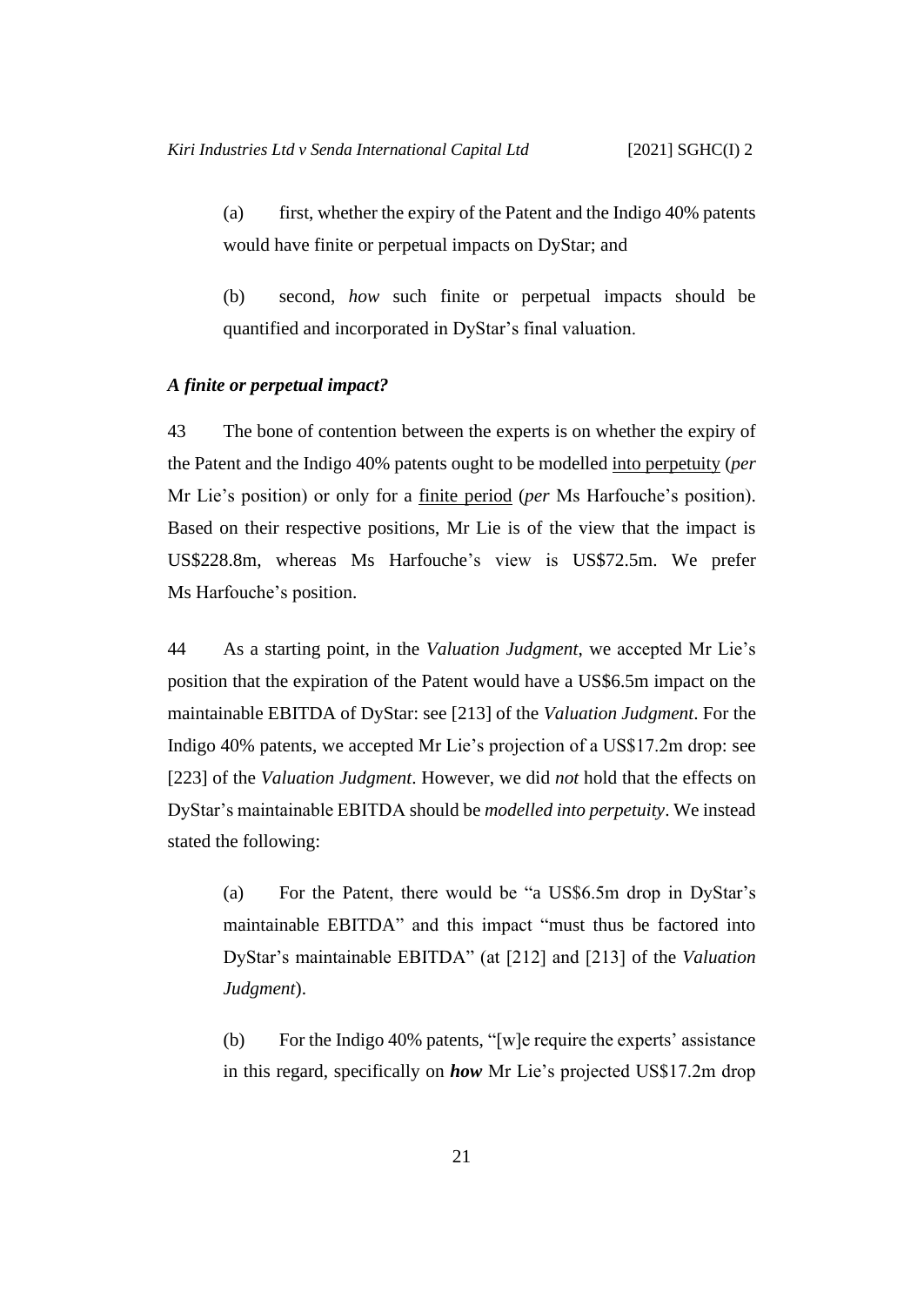(a) first, whether the expiry of the Patent and the Indigo 40% patents would have finite or perpetual impacts on DyStar; and

(b) second, *how* such finite or perpetual impacts should be quantified and incorporated in DyStar's final valuation.

### *A finite or perpetual impact?*

43 The bone of contention between the experts is on whether the expiry of the Patent and the Indigo 40% patents ought to be modelled <u>into perpetuity</u> (*per* Mr Lie's position) or only for a <u>finite period</u> (*per* Ms Harfouche's position). Based on their respective positions, Mr Lie is of the view that the impact is US$228.8m, whereas Ms Harfouche's view is US$72.5m. We prefer Ms Harfouche's position.

44 As a starting point, in the *Valuation Judgment*, we accepted Mr Lie's position that the expiration of the Patent would have a US$6.5m impact on the maintainable EBITDA of DyStar: see [213] of the *Valuation Judgment*. For the Indigo 40% patents, we accepted Mr Lie's projection of a US$17.2m drop: see [223] of the *Valuation Judgment*. However, we did *not* hold that the effects on DyStar's maintainable EBITDA should be *modelled into perpetuity*. We instead stated the following:

(a) For the Patent, there would be "a US$6.5m drop in DyStar's maintainable EBITDA" and this impact "must thus be factored into DyStar's maintainable EBITDA" (at [212] and [213] of the *Valuation Judgment*).

(b) For the Indigo 40% patents, "[w]e require the experts' assistance in this regard, specifically on ***how*** Mr Lie's projected US$17.2m drop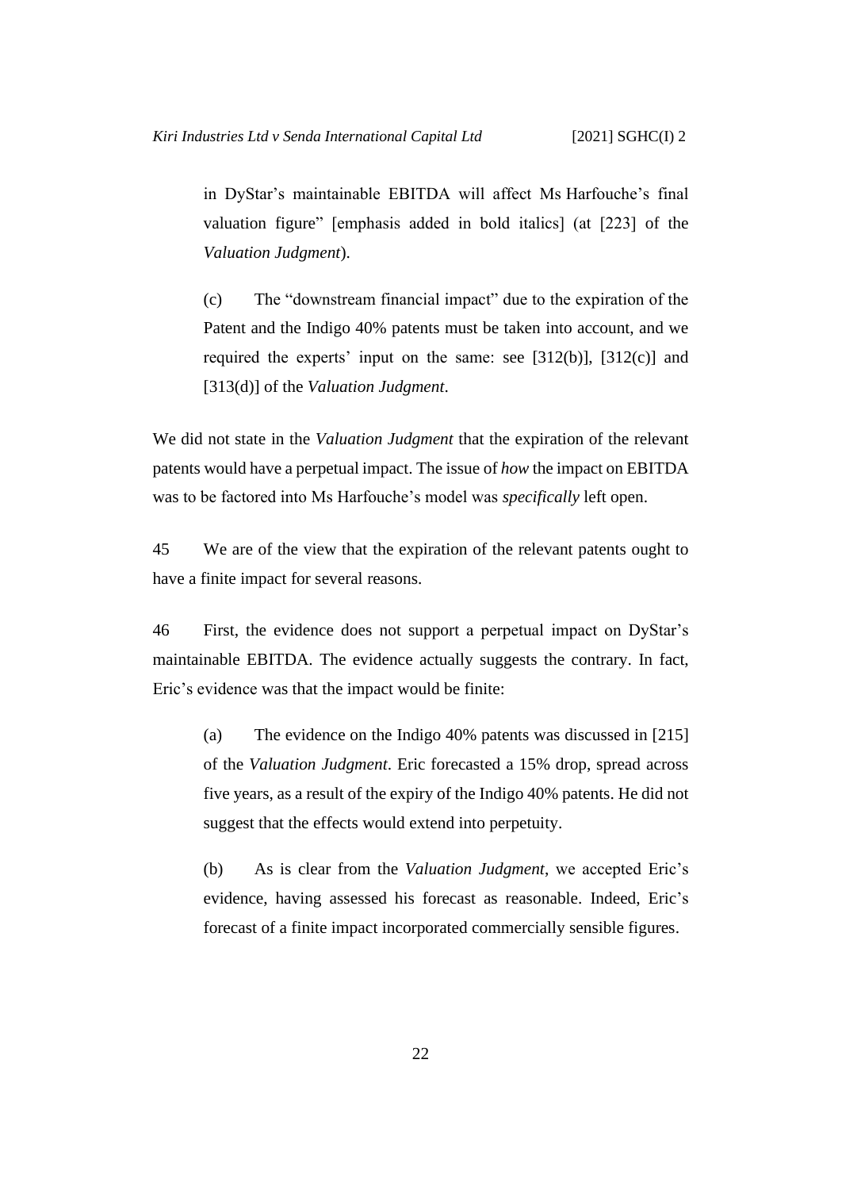in DyStar's maintainable EBITDA will affect Ms Harfouche's final valuation figure" [emphasis added in bold italics] (at [223] of the *Valuation Judgment*).

(c) The "downstream financial impact" due to the expiration of the Patent and the Indigo 40% patents must be taken into account, and we required the experts' input on the same: see [312(b)], [312(c)] and [313(d)] of the *Valuation Judgment*.

We did not state in the *Valuation Judgment* that the expiration of the relevant patents would have a perpetual impact. The issue of *how* the impact on EBITDA was to be factored into Ms Harfouche's model was *specifically* left open.

45 We are of the view that the expiration of the relevant patents ought to have a finite impact for several reasons.

46 First, the evidence does not support a perpetual impact on DyStar's maintainable EBITDA. The evidence actually suggests the contrary. In fact, Eric's evidence was that the impact would be finite:

(a) The evidence on the Indigo 40% patents was discussed in [215] of the *Valuation Judgment*. Eric forecasted a 15% drop, spread across five years, as a result of the expiry of the Indigo 40% patents. He did not suggest that the effects would extend into perpetuity.

(b) As is clear from the *Valuation Judgment*, we accepted Eric's evidence, having assessed his forecast as reasonable. Indeed, Eric's forecast of a finite impact incorporated commercially sensible figures.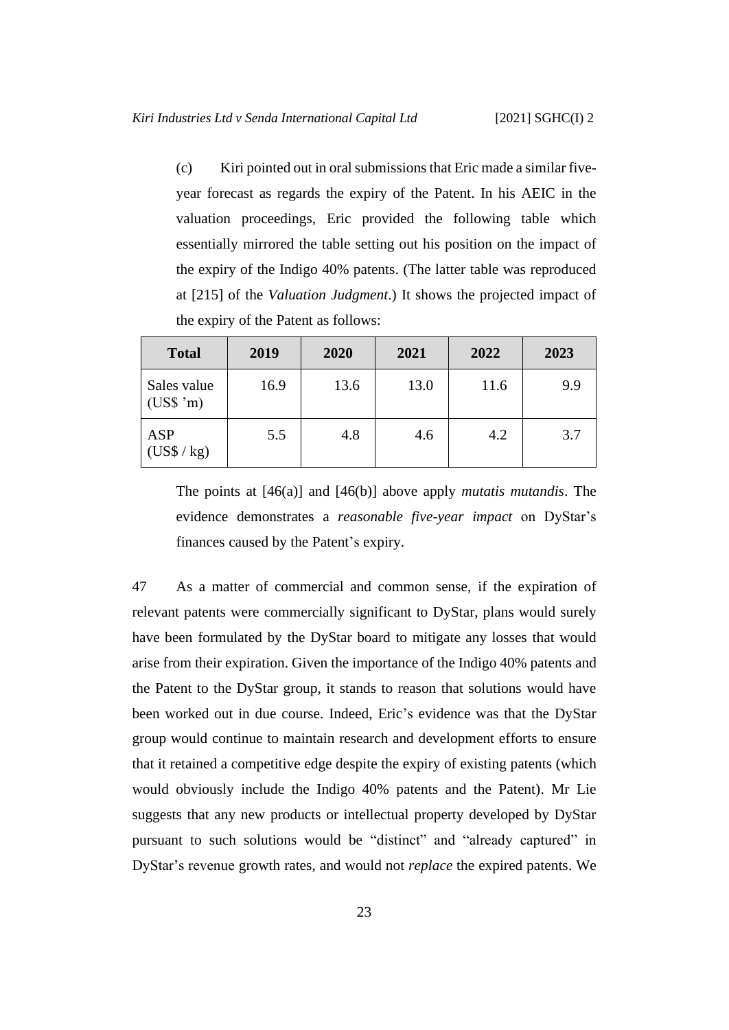(c) Kiri pointed out in oral submissions that Eric made a similar five-year forecast as regards the expiry of the Patent. In his AEIC in the valuation proceedings, Eric provided the following table which essentially mirrored the table setting out his position on the impact of the expiry of the Indigo 40% patents. (The latter table was reproduced at [215] of the *Valuation Judgment*.) It shows the projected impact of the expiry of the Patent as follows:

| Total | 2019 | 2020 | 2021 | 2022 | 2023 |
|---|---|---|---|---|---|
| Sales value (US$ 'm) | 16.9 | 13.6 | 13.0 | 11.6 | 9.9 |
| ASP (US$ / kg) | 5.5 | 4.8 | 4.6 | 4.2 | 3.7 |

The points at [46(a)] and [46(b)] above apply *mutatis mutandis*. The evidence demonstrates a *reasonable five-year impact* on DyStar's finances caused by the Patent's expiry.

47 As a matter of commercial and common sense, if the expiration of relevant patents were commercially significant to DyStar, plans would surely have been formulated by the DyStar board to mitigate any losses that would arise from their expiration. Given the importance of the Indigo 40% patents and the Patent to the DyStar group, it stands to reason that solutions would have been worked out in due course. Indeed, Eric's evidence was that the DyStar group would continue to maintain research and development efforts to ensure that it retained a competitive edge despite the expiry of existing patents (which would obviously include the Indigo 40% patents and the Patent). Mr Lie suggests that any new products or intellectual property developed by DyStar pursuant to such solutions would be "distinct" and "already captured" in DyStar's revenue growth rates, and would not *replace* the expired patents. We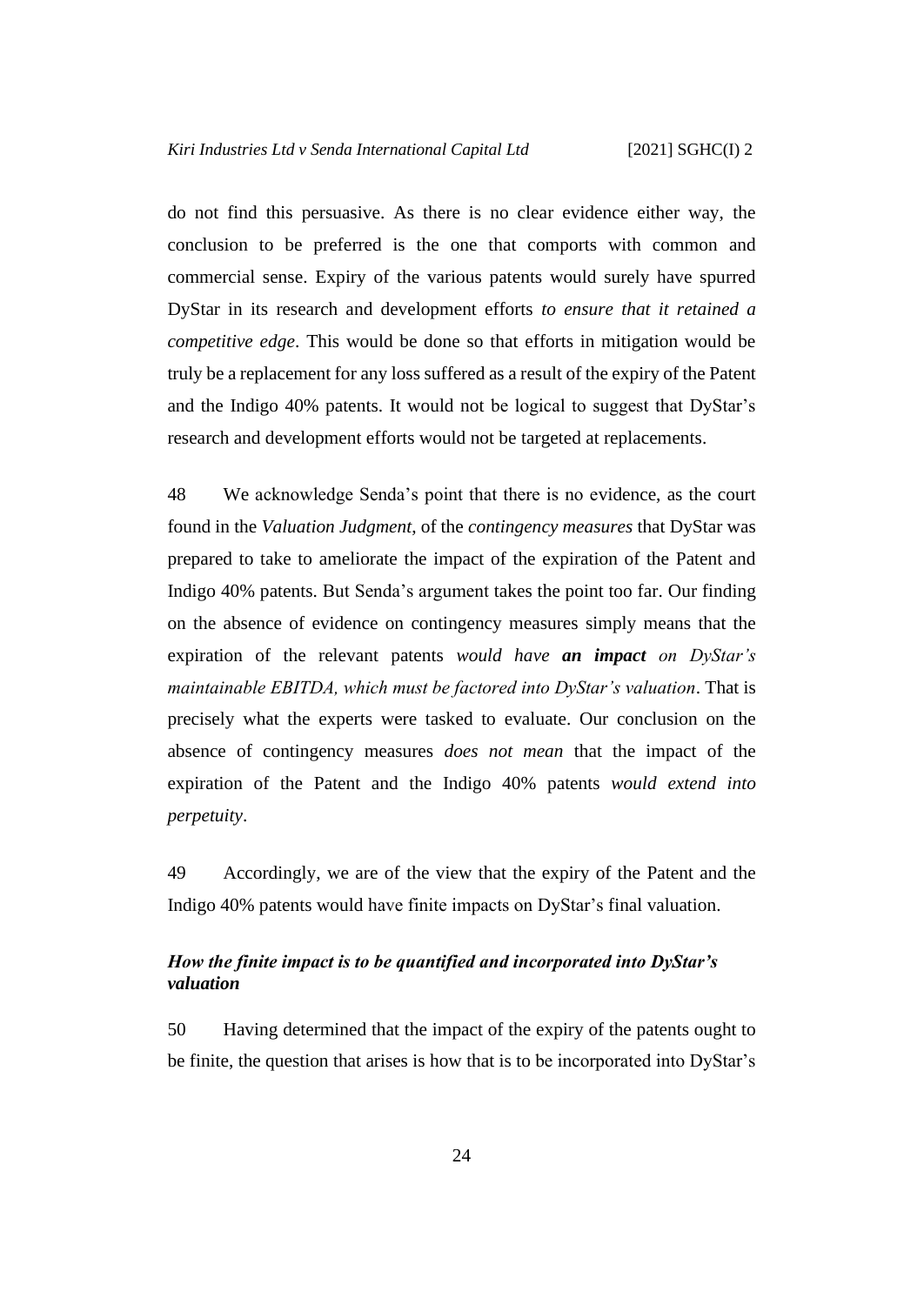do not find this persuasive. As there is no clear evidence either way, the conclusion to be preferred is the one that comports with common and commercial sense. Expiry of the various patents would surely have spurred DyStar in its research and development efforts *to ensure that it retained a competitive edge*. This would be done so that efforts in mitigation would be truly be a replacement for any loss suffered as a result of the expiry of the Patent and the Indigo 40% patents. It would not be logical to suggest that DyStar's research and development efforts would not be targeted at replacements.

48 We acknowledge Senda's point that there is no evidence, as the court found in the *Valuation Judgment*, of the *contingency measures* that DyStar was prepared to take to ameliorate the impact of the expiration of the Patent and Indigo 40% patents. But Senda's argument takes the point too far. Our finding on the absence of evidence on contingency measures simply means that the expiration of the relevant patents *would have **an impact** on DyStar's maintainable EBITDA, which must be factored into DyStar's valuation*. That is precisely what the experts were tasked to evaluate. Our conclusion on the absence of contingency measures *does not mean* that the impact of the expiration of the Patent and the Indigo 40% patents *would extend into perpetuity*.

49 Accordingly, we are of the view that the expiry of the Patent and the Indigo 40% patents would have finite impacts on DyStar's final valuation.

### *How the finite impact is to be quantified and incorporated into DyStar's valuation*

50 Having determined that the impact of the expiry of the patents ought to be finite, the question that arises is how that is to be incorporated into DyStar's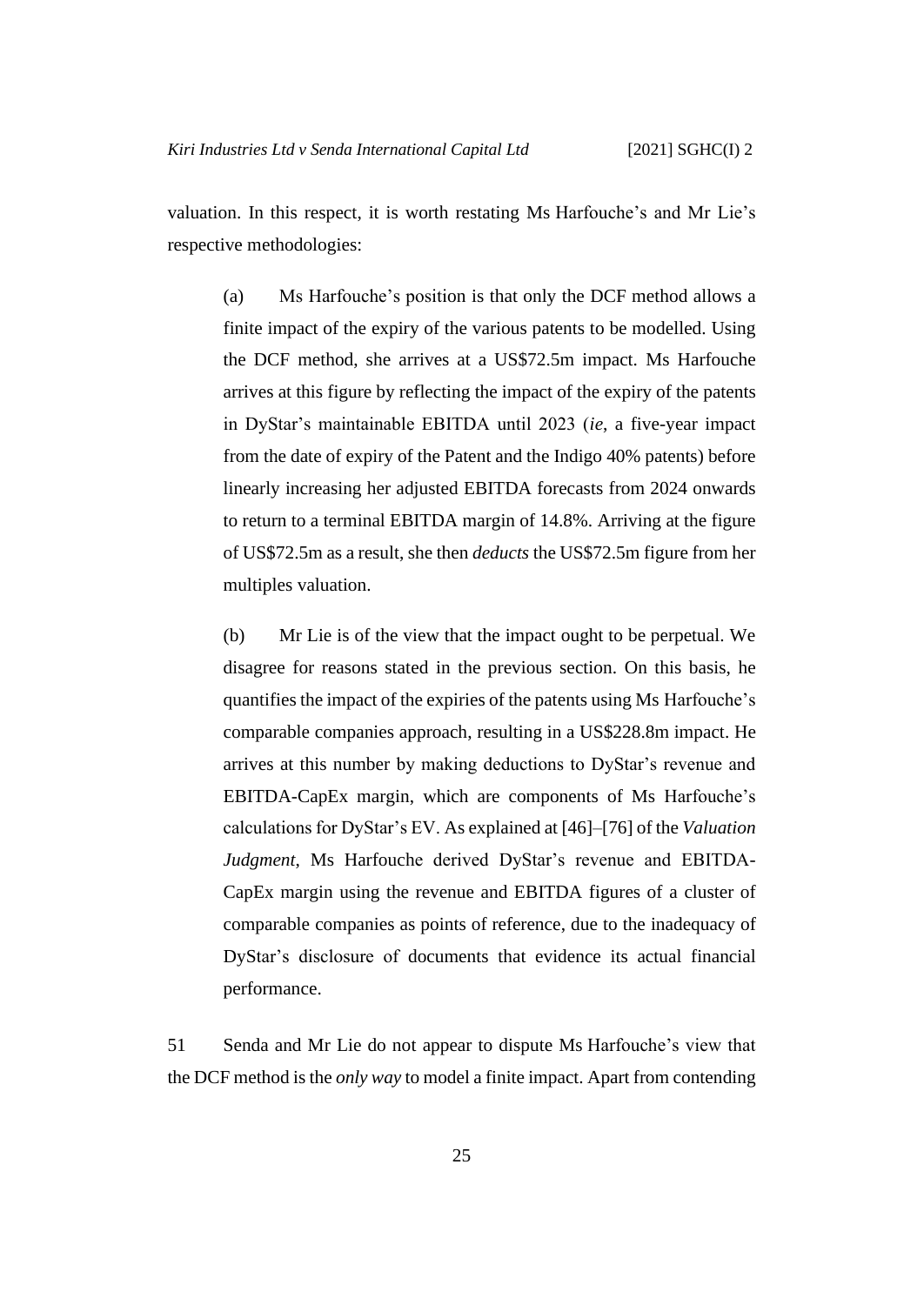valuation. In this respect, it is worth restating Ms Harfouche's and Mr Lie's respective methodologies:

> (a) Ms Harfouche's position is that only the DCF method allows a finite impact of the expiry of the various patents to be modelled. Using the DCF method, she arrives at a US$72.5m impact. Ms Harfouche arrives at this figure by reflecting the impact of the expiry of the patents in DyStar's maintainable EBITDA until 2023 (*ie*, a five-year impact from the date of expiry of the Patent and the Indigo 40% patents) before linearly increasing her adjusted EBITDA forecasts from 2024 onwards to return to a terminal EBITDA margin of 14.8%. Arriving at the figure of US$72.5m as a result, she then *deducts* the US$72.5m figure from her multiples valuation.
>
> (b) Mr Lie is of the view that the impact ought to be perpetual. We disagree for reasons stated in the previous section. On this basis, he quantifies the impact of the expiries of the patents using Ms Harfouche's comparable companies approach, resulting in a US$228.8m impact. He arrives at this number by making deductions to DyStar's revenue and EBITDA-CapEx margin, which are components of Ms Harfouche's calculations for DyStar's EV. As explained at [46]–[76] of the *Valuation Judgment*, Ms Harfouche derived DyStar's revenue and EBITDA-CapEx margin using the revenue and EBITDA figures of a cluster of comparable companies as points of reference, due to the inadequacy of DyStar's disclosure of documents that evidence its actual financial performance.

51 Senda and Mr Lie do not appear to dispute Ms Harfouche's view that the DCF method is the *only way* to model a finite impact. Apart from contending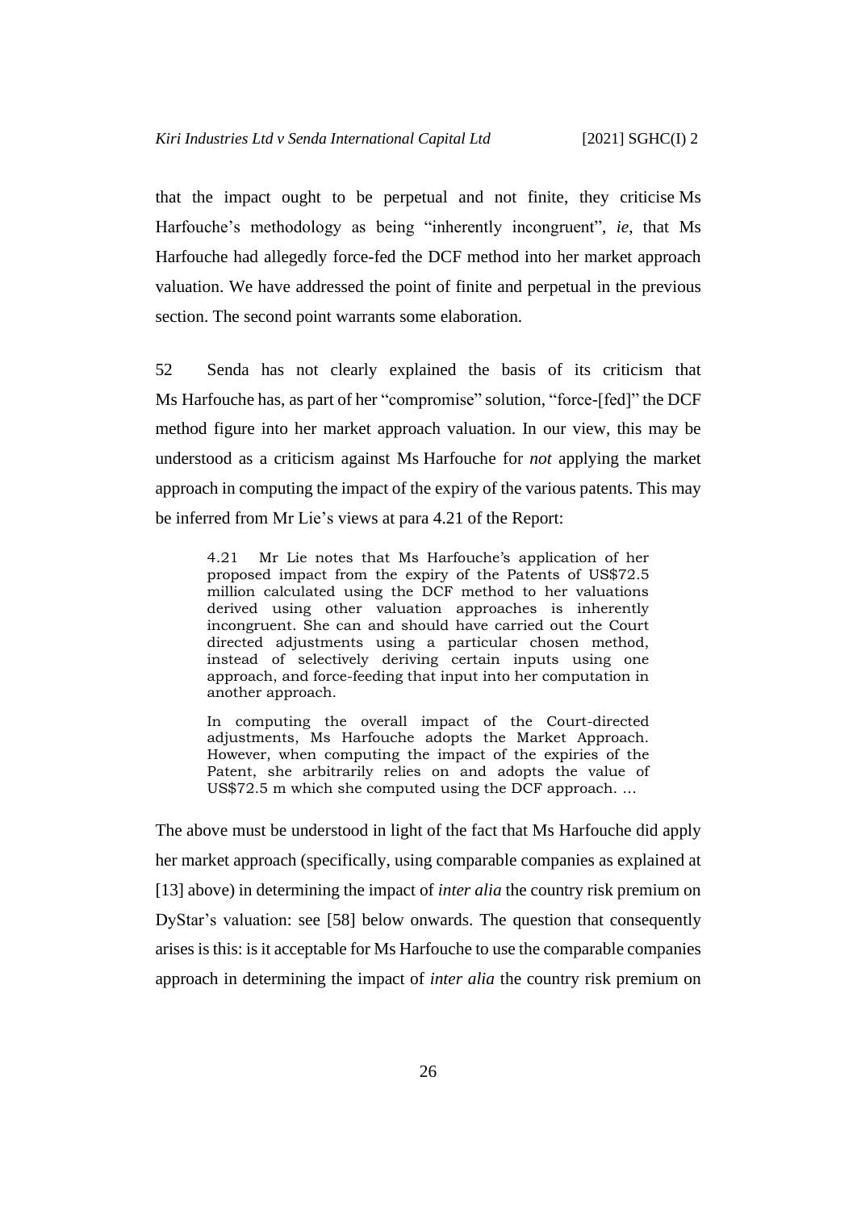that the impact ought to be perpetual and not finite, they criticise Ms Harfouche's methodology as being "inherently incongruent", *ie*, that Ms Harfouche had allegedly force-fed the DCF method into her market approach valuation. We have addressed the point of finite and perpetual in the previous section. The second point warrants some elaboration.

52 Senda has not clearly explained the basis of its criticism that Ms Harfouche has, as part of her "compromise" solution, "force-[fed]" the DCF method figure into her market approach valuation. In our view, this may be understood as a criticism against Ms Harfouche for *not* applying the market approach in computing the impact of the expiry of the various patents. This may be inferred from Mr Lie's views at para 4.21 of the Report:

> 4.21 Mr Lie notes that Ms Harfouche's application of her proposed impact from the expiry of the Patents of US$72.5 million calculated using the DCF method to her valuations derived using other valuation approaches is inherently incongruent. She can and should have carried out the Court directed adjustments using a particular chosen method, instead of selectively deriving certain inputs using one approach, and force-feeding that input into her computation in another approach.
>
> In computing the overall impact of the Court-directed adjustments, Ms Harfouche adopts the Market Approach. However, when computing the impact of the expiries of the Patent, she arbitrarily relies on and adopts the value of US$72.5 m which she computed using the DCF approach. …

The above must be understood in light of the fact that Ms Harfouche did apply her market approach (specifically, using comparable companies as explained at [13] above) in determining the impact of *inter alia* the country risk premium on DyStar's valuation: see [58] below onwards. The question that consequently arises is this: is it acceptable for Ms Harfouche to use the comparable companies approach in determining the impact of *inter alia* the country risk premium on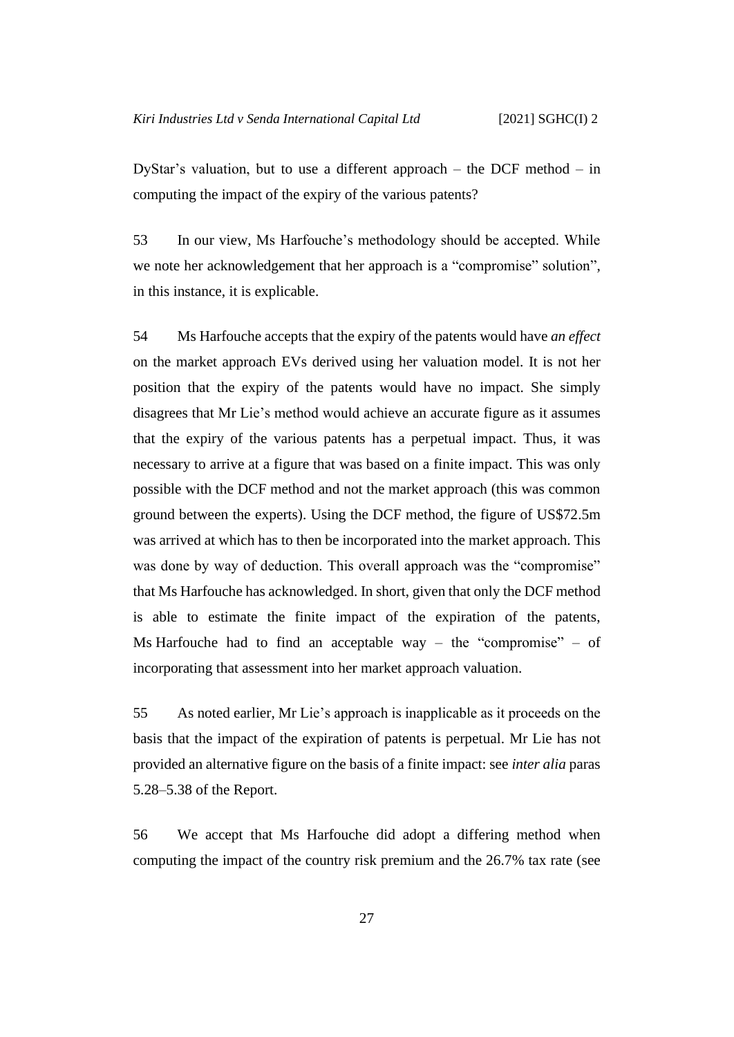DyStar's valuation, but to use a different approach – the DCF method – in computing the impact of the expiry of the various patents?

53 In our view, Ms Harfouche's methodology should be accepted. While we note her acknowledgement that her approach is a "compromise" solution", in this instance, it is explicable.

54 Ms Harfouche accepts that the expiry of the patents would have *an effect* on the market approach EVs derived using her valuation model. It is not her position that the expiry of the patents would have no impact. She simply disagrees that Mr Lie's method would achieve an accurate figure as it assumes that the expiry of the various patents has a perpetual impact. Thus, it was necessary to arrive at a figure that was based on a finite impact. This was only possible with the DCF method and not the market approach (this was common ground between the experts). Using the DCF method, the figure of US$72.5m was arrived at which has to then be incorporated into the market approach. This was done by way of deduction. This overall approach was the "compromise" that Ms Harfouche has acknowledged. In short, given that only the DCF method is able to estimate the finite impact of the expiration of the patents, Ms Harfouche had to find an acceptable way – the "compromise" – of incorporating that assessment into her market approach valuation.

55 As noted earlier, Mr Lie's approach is inapplicable as it proceeds on the basis that the impact of the expiration of patents is perpetual. Mr Lie has not provided an alternative figure on the basis of a finite impact: see *inter alia* paras 5.28–5.38 of the Report.

56 We accept that Ms Harfouche did adopt a differing method when computing the impact of the country risk premium and the 26.7% tax rate (see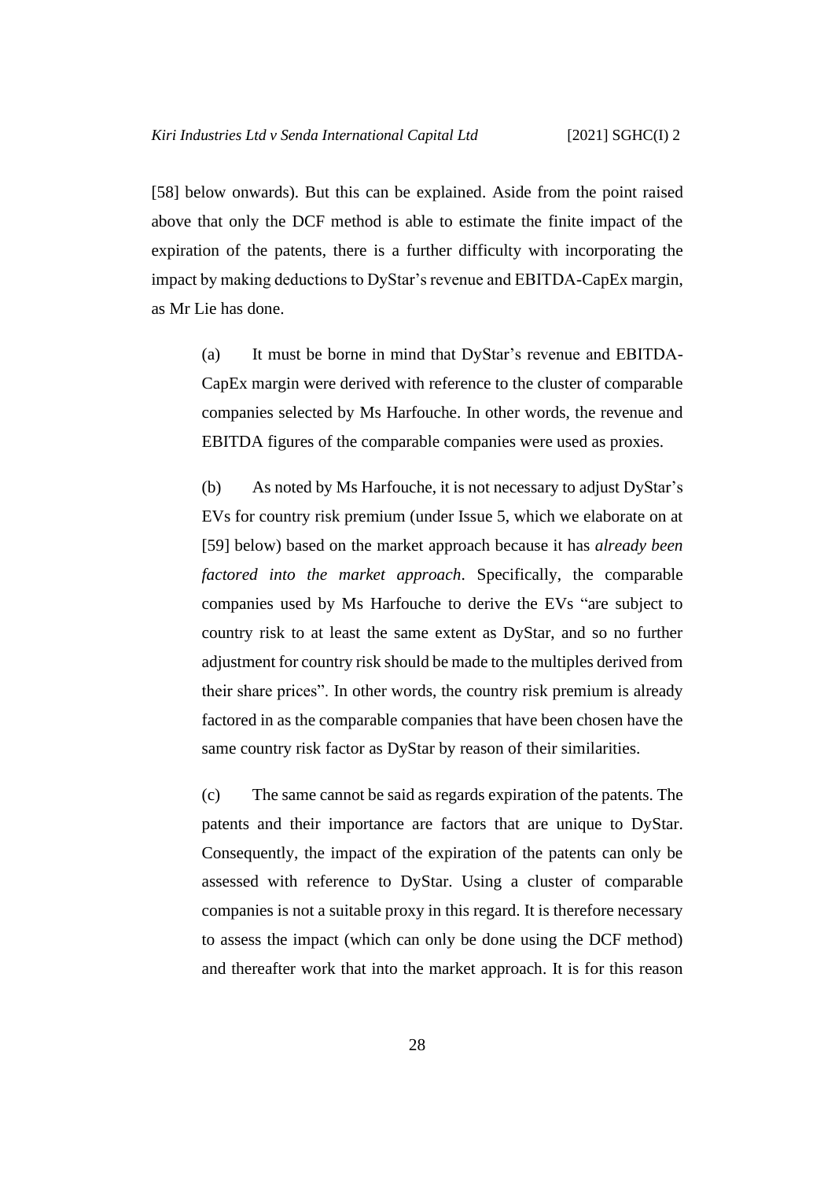[58] below onwards). But this can be explained. Aside from the point raised above that only the DCF method is able to estimate the finite impact of the expiration of the patents, there is a further difficulty with incorporating the impact by making deductions to DyStar's revenue and EBITDA-CapEx margin, as Mr Lie has done.

(a) It must be borne in mind that DyStar's revenue and EBITDA-CapEx margin were derived with reference to the cluster of comparable companies selected by Ms Harfouche. In other words, the revenue and EBITDA figures of the comparable companies were used as proxies.

(b) As noted by Ms Harfouche, it is not necessary to adjust DyStar's EVs for country risk premium (under Issue 5, which we elaborate on at [59] below) based on the market approach because it has *already been factored into the market approach*. Specifically, the comparable companies used by Ms Harfouche to derive the EVs "are subject to country risk to at least the same extent as DyStar, and so no further adjustment for country risk should be made to the multiples derived from their share prices". In other words, the country risk premium is already factored in as the comparable companies that have been chosen have the same country risk factor as DyStar by reason of their similarities.

(c) The same cannot be said as regards expiration of the patents. The patents and their importance are factors that are unique to DyStar. Consequently, the impact of the expiration of the patents can only be assessed with reference to DyStar. Using a cluster of comparable companies is not a suitable proxy in this regard. It is therefore necessary to assess the impact (which can only be done using the DCF method) and thereafter work that into the market approach. It is for this reason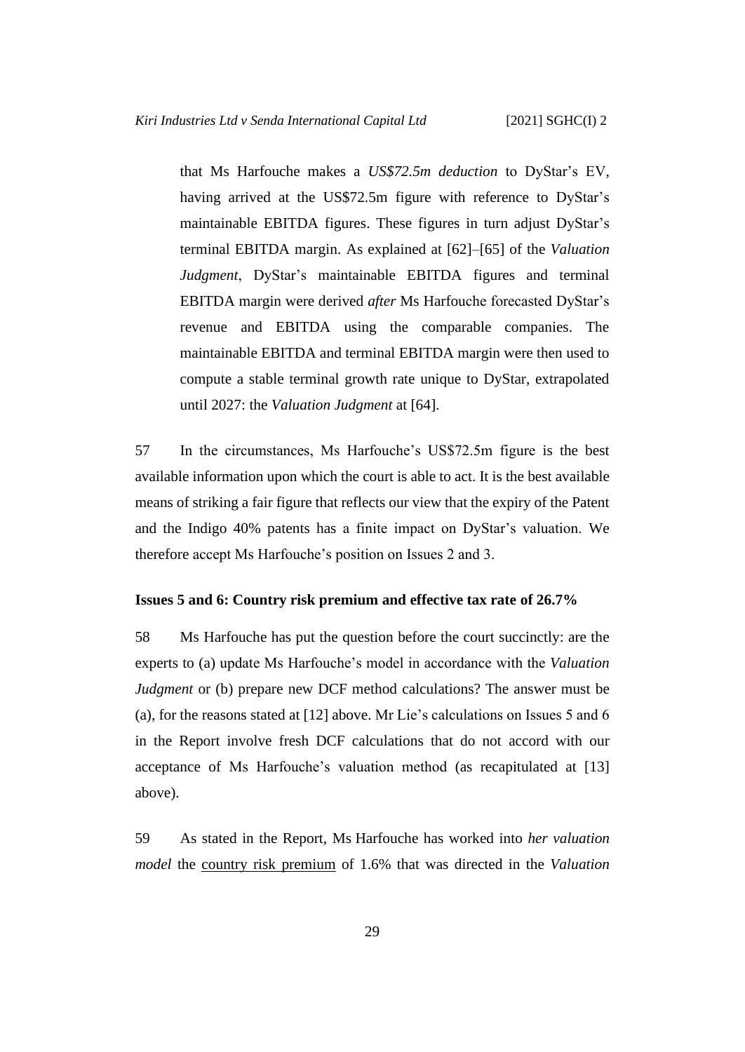that Ms Harfouche makes a *US$72.5m deduction* to DyStar's EV, having arrived at the US$72.5m figure with reference to DyStar's maintainable EBITDA figures. These figures in turn adjust DyStar's terminal EBITDA margin. As explained at [62]–[65] of the *Valuation Judgment*, DyStar's maintainable EBITDA figures and terminal EBITDA margin were derived *after* Ms Harfouche forecasted DyStar's revenue and EBITDA using the comparable companies. The maintainable EBITDA and terminal EBITDA margin were then used to compute a stable terminal growth rate unique to DyStar, extrapolated until 2027: the *Valuation Judgment* at [64].

57 In the circumstances, Ms Harfouche's US$72.5m figure is the best available information upon which the court is able to act. It is the best available means of striking a fair figure that reflects our view that the expiry of the Patent and the Indigo 40% patents has a finite impact on DyStar's valuation. We therefore accept Ms Harfouche's position on Issues 2 and 3.

**Issues 5 and 6: Country risk premium and effective tax rate of 26.7%**

58 Ms Harfouche has put the question before the court succinctly: are the experts to (a) update Ms Harfouche's model in accordance with the *Valuation Judgment* or (b) prepare new DCF method calculations? The answer must be (a), for the reasons stated at [12] above. Mr Lie's calculations on Issues 5 and 6 in the Report involve fresh DCF calculations that do not accord with our acceptance of Ms Harfouche's valuation method (as recapitulated at [13] above).

59 As stated in the Report, Ms Harfouche has worked into *her valuation model* the country risk premium of 1.6% that was directed in the *Valuation*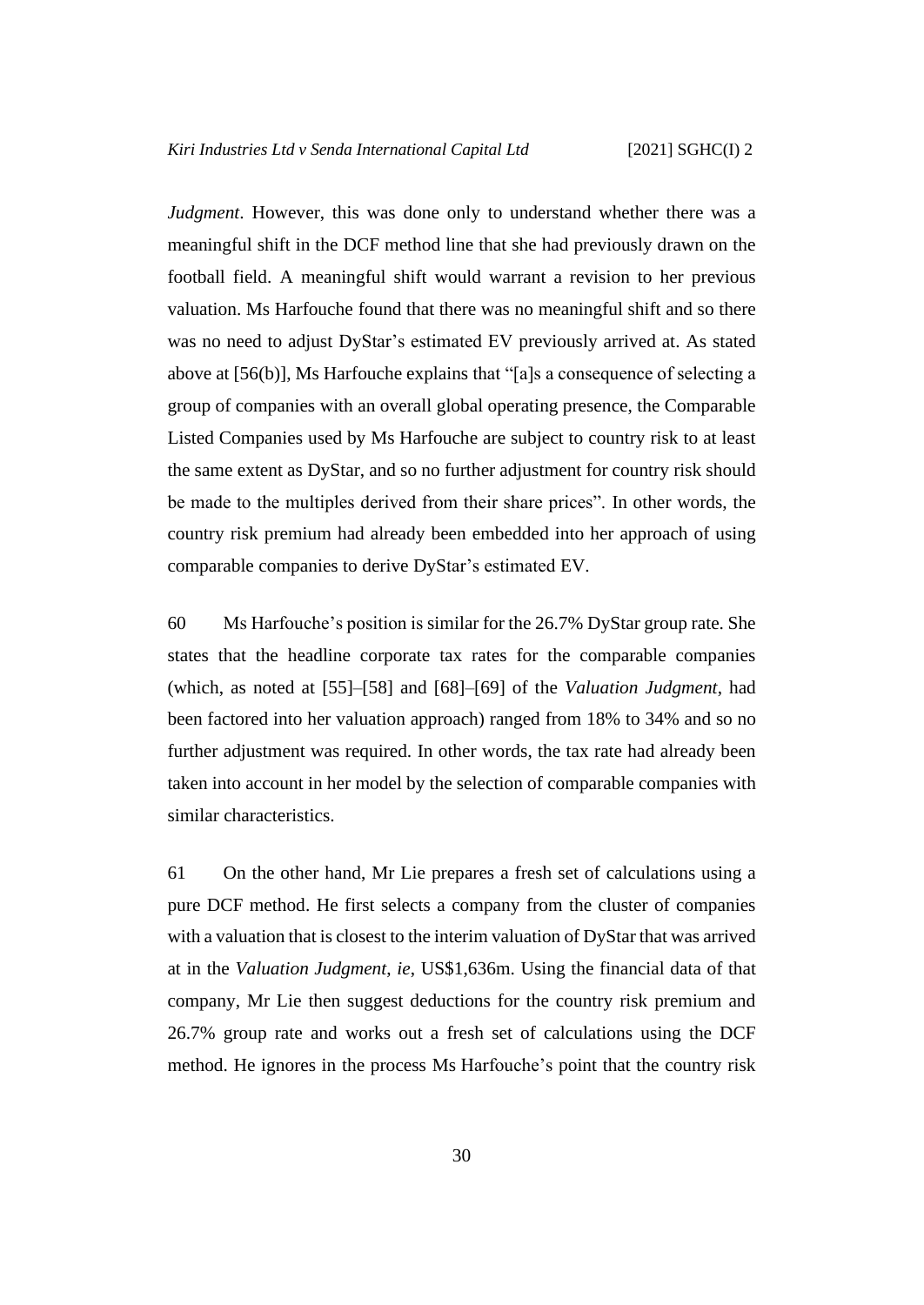*Judgment*. However, this was done only to understand whether there was a meaningful shift in the DCF method line that she had previously drawn on the football field. A meaningful shift would warrant a revision to her previous valuation. Ms Harfouche found that there was no meaningful shift and so there was no need to adjust DyStar's estimated EV previously arrived at. As stated above at [56(b)], Ms Harfouche explains that "[a]s a consequence of selecting a group of companies with an overall global operating presence, the Comparable Listed Companies used by Ms Harfouche are subject to country risk to at least the same extent as DyStar, and so no further adjustment for country risk should be made to the multiples derived from their share prices". In other words, the country risk premium had already been embedded into her approach of using comparable companies to derive DyStar's estimated EV.

60 Ms Harfouche's position is similar for the 26.7% DyStar group rate. She states that the headline corporate tax rates for the comparable companies (which, as noted at [55]–[58] and [68]–[69] of the *Valuation Judgment*, had been factored into her valuation approach) ranged from 18% to 34% and so no further adjustment was required. In other words, the tax rate had already been taken into account in her model by the selection of comparable companies with similar characteristics.

61 On the other hand, Mr Lie prepares a fresh set of calculations using a pure DCF method. He first selects a company from the cluster of companies with a valuation that is closest to the interim valuation of DyStar that was arrived at in the *Valuation Judgment*, *ie*, US$1,636m. Using the financial data of that company, Mr Lie then suggest deductions for the country risk premium and 26.7% group rate and works out a fresh set of calculations using the DCF method. He ignores in the process Ms Harfouche's point that the country risk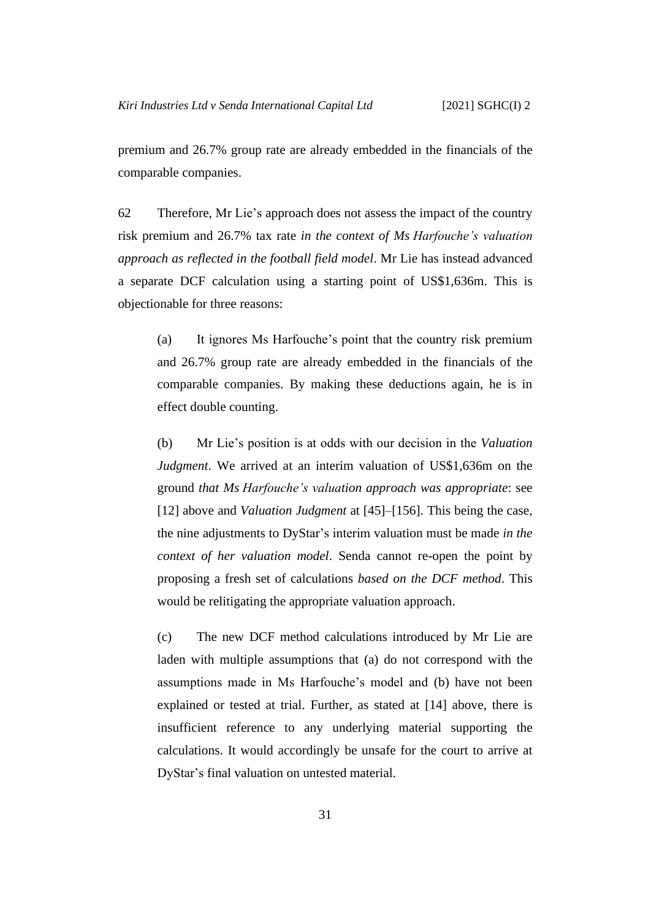premium and 26.7% group rate are already embedded in the financials of the comparable companies.

62 Therefore, Mr Lie's approach does not assess the impact of the country risk premium and 26.7% tax rate *in the context of Ms Harfouche's valuation approach as reflected in the football field model*. Mr Lie has instead advanced a separate DCF calculation using a starting point of US$1,636m. This is objectionable for three reasons:

(a) It ignores Ms Harfouche's point that the country risk premium and 26.7% group rate are already embedded in the financials of the comparable companies. By making these deductions again, he is in effect double counting.

(b) Mr Lie's position is at odds with our decision in the *Valuation Judgment*. We arrived at an interim valuation of US$1,636m on the ground *that Ms Harfouche's valuation approach was appropriate*: see [12] above and *Valuation Judgment* at [45]–[156]. This being the case, the nine adjustments to DyStar's interim valuation must be made *in the context of her valuation model*. Senda cannot re-open the point by proposing a fresh set of calculations *based on the DCF method*. This would be relitigating the appropriate valuation approach.

(c) The new DCF method calculations introduced by Mr Lie are laden with multiple assumptions that (a) do not correspond with the assumptions made in Ms Harfouche's model and (b) have not been explained or tested at trial. Further, as stated at [14] above, there is insufficient reference to any underlying material supporting the calculations. It would accordingly be unsafe for the court to arrive at DyStar's final valuation on untested material.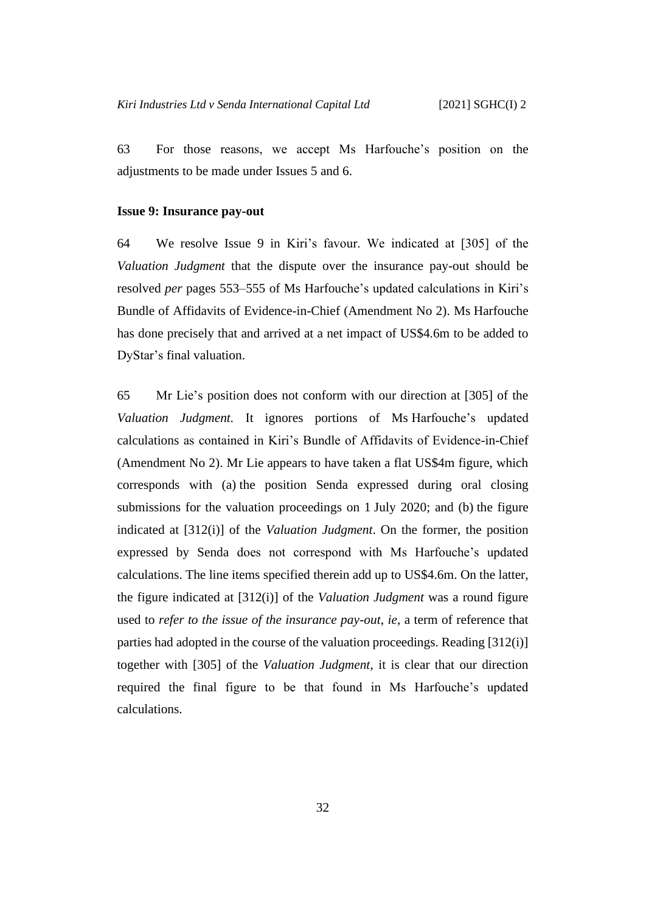63 For those reasons, we accept Ms Harfouche's position on the adjustments to be made under Issues 5 and 6.

### Issue 9: Insurance pay-out

64 We resolve Issue 9 in Kiri's favour. We indicated at [305] of the *Valuation Judgment* that the dispute over the insurance pay-out should be resolved *per* pages 553–555 of Ms Harfouche's updated calculations in Kiri's Bundle of Affidavits of Evidence-in-Chief (Amendment No 2). Ms Harfouche has done precisely that and arrived at a net impact of US$4.6m to be added to DyStar's final valuation.

65 Mr Lie's position does not conform with our direction at [305] of the *Valuation Judgment.* It ignores portions of Ms Harfouche's updated calculations as contained in Kiri's Bundle of Affidavits of Evidence-in-Chief (Amendment No 2). Mr Lie appears to have taken a flat US$4m figure, which corresponds with (a) the position Senda expressed during oral closing submissions for the valuation proceedings on 1 July 2020; and (b) the figure indicated at [312(i)] of the *Valuation Judgment*. On the former, the position expressed by Senda does not correspond with Ms Harfouche's updated calculations. The line items specified therein add up to US$4.6m. On the latter, the figure indicated at [312(i)] of the *Valuation Judgment* was a round figure used to *refer to the issue of the insurance pay-out*, *ie*, a term of reference that parties had adopted in the course of the valuation proceedings. Reading [312(i)] together with [305] of the *Valuation Judgment*, it is clear that our direction required the final figure to be that found in Ms Harfouche's updated calculations.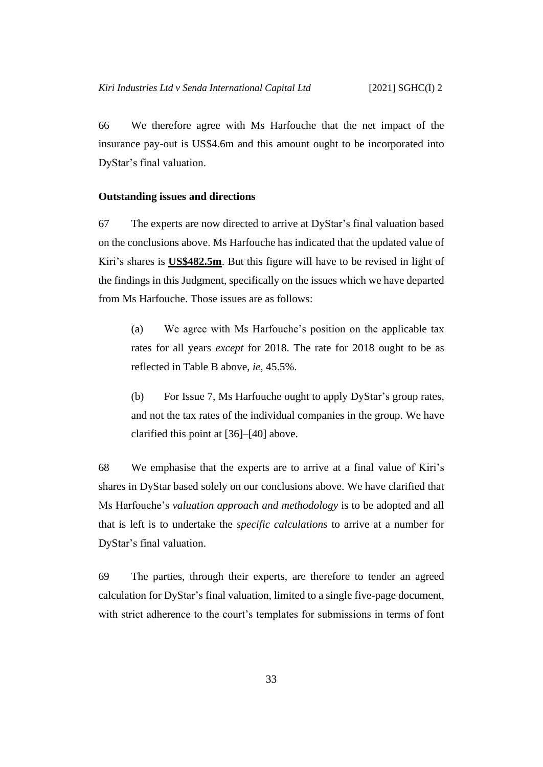66 We therefore agree with Ms Harfouche that the net impact of the insurance pay-out is US$4.6m and this amount ought to be incorporated into DyStar's final valuation.

## Outstanding issues and directions

67 The experts are now directed to arrive at DyStar's final valuation based on the conclusions above. Ms Harfouche has indicated that the updated value of Kiri's shares is **US$482.5m**. But this figure will have to be revised in light of the findings in this Judgment, specifically on the issues which we have departed from Ms Harfouche. Those issues are as follows:

(a) We agree with Ms Harfouche's position on the applicable tax rates for all years *except* for 2018. The rate for 2018 ought to be as reflected in Table B above, *ie*, 45.5%.

(b) For Issue 7, Ms Harfouche ought to apply DyStar's group rates, and not the tax rates of the individual companies in the group. We have clarified this point at [36]–[40] above.

68 We emphasise that the experts are to arrive at a final value of Kiri's shares in DyStar based solely on our conclusions above. We have clarified that Ms Harfouche's *valuation approach and methodology* is to be adopted and all that is left is to undertake the *specific calculations* to arrive at a number for DyStar's final valuation.

69 The parties, through their experts, are therefore to tender an agreed calculation for DyStar's final valuation, limited to a single five-page document, with strict adherence to the court's templates for submissions in terms of font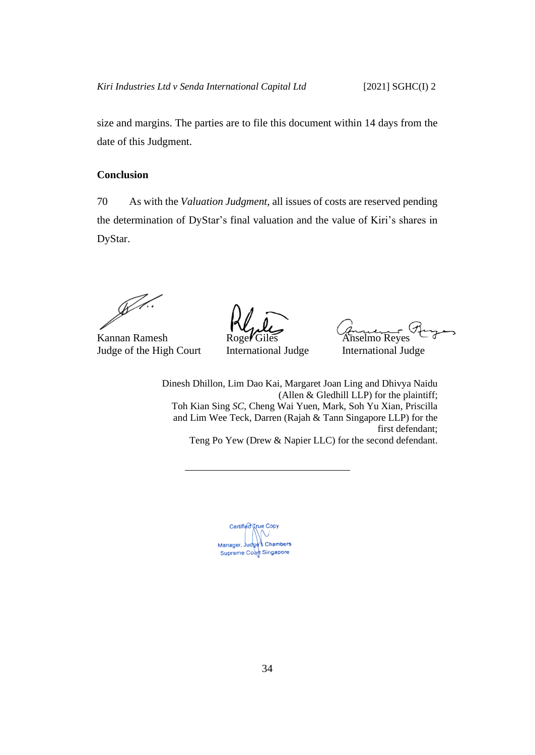size and margins. The parties are to file this document within 14 days from the date of this Judgment.

## Conclusion

70 As with the *Valuation Judgment*, all issues of costs are reserved pending the determination of DyStar's final valuation and the value of Kiri's shares in DyStar.

| | | |
|---|---|---|
| Kannan Ramesh | Roger Giles | Anselmo Reyes |
| Judge of the High Court | International Judge | International Judge |

Dinesh Dhillon, Lim Dao Kai, Margaret Joan Ling and Dhivya Naidu (Allen & Gledhill LLP) for the plaintiff;
Toh Kian Sing *SC*, Cheng Wai Yuen, Mark, Soh Yu Xian, Priscilla and Lim Wee Teck, Darren (Rajah & Tann Singapore LLP) for the first defendant;
Teng Po Yew (Drew & Napier LLC) for the second defendant.

---

Certified True Copy
Manager, Judge's Chambers
Supreme Court Singapore